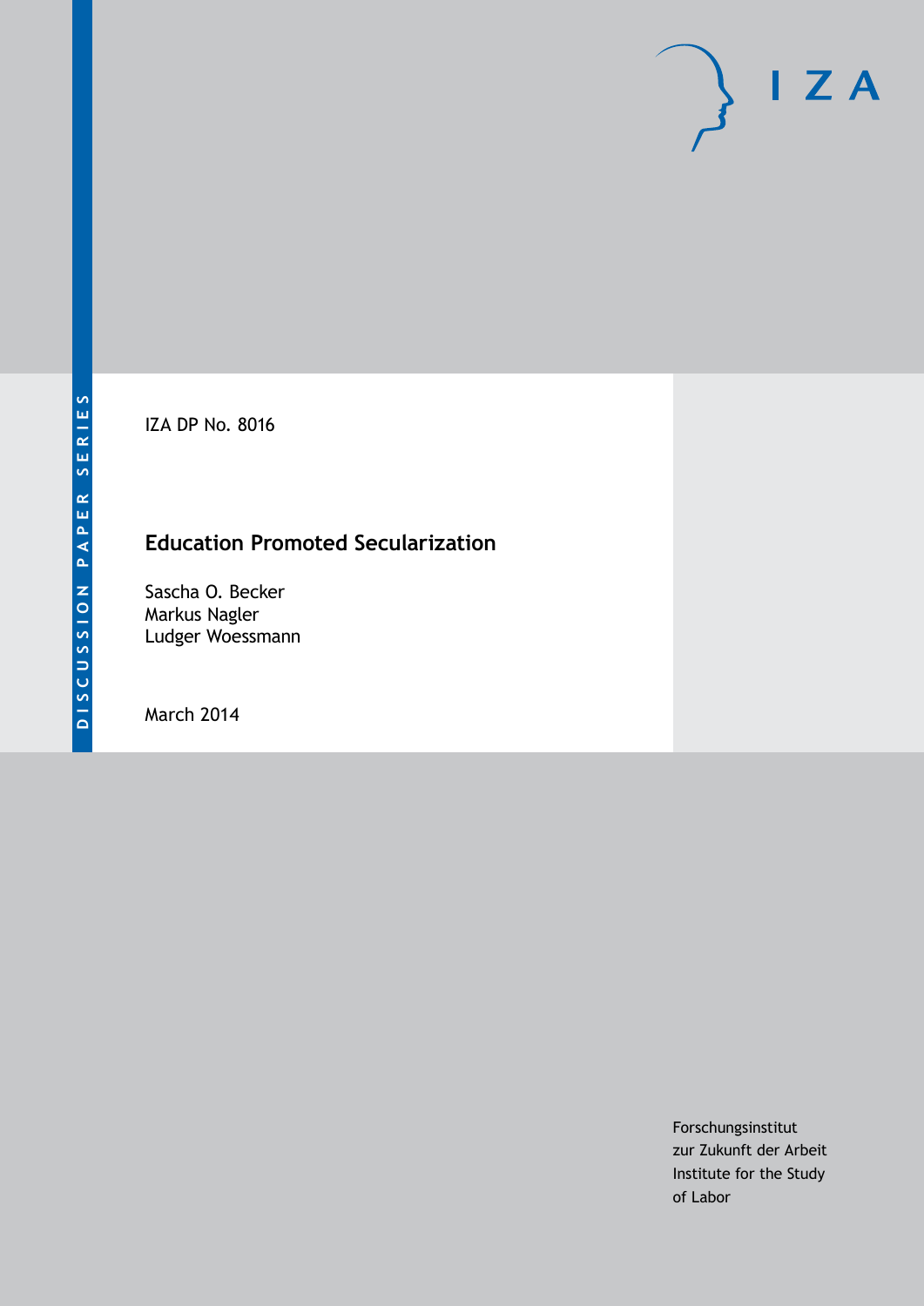IZA DP No. 8016

# Education Promoted Secularization

Sascha O. Becker
Markus Nagler
Ludger Woessmann

March 2014

Forschungsinstitut
zur Zukunft der Arbeit
Institute for the Study
of Labor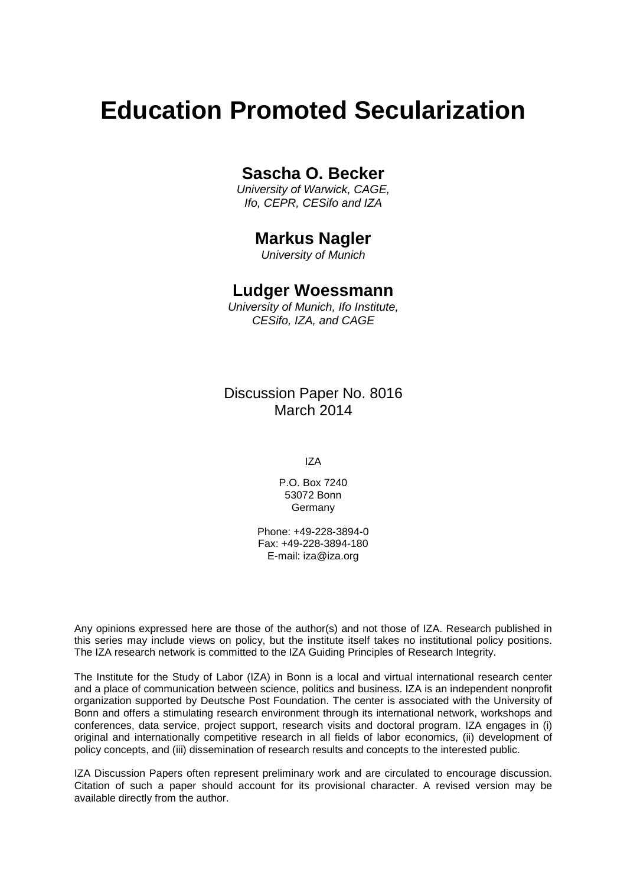# Education Promoted Secularization

## Sascha O. Becker

*University of Warwick, CAGE, Ifo, CEPR, CESifo and IZA*

## Markus Nagler

*University of Munich*

## Ludger Woessmann

*University of Munich, Ifo Institute, CESifo, IZA, and CAGE*

Discussion Paper No. 8016
March 2014

IZA

P.O. Box 7240
53072 Bonn
Germany

Phone: +49-228-3894-0
Fax: +49-228-3894-180
E-mail: iza@iza.org

Any opinions expressed here are those of the author(s) and not those of IZA. Research published in this series may include views on policy, but the institute itself takes no institutional policy positions. The IZA research network is committed to the IZA Guiding Principles of Research Integrity.

The Institute for the Study of Labor (IZA) in Bonn is a local and virtual international research center and a place of communication between science, politics and business. IZA is an independent nonprofit organization supported by Deutsche Post Foundation. The center is associated with the University of Bonn and offers a stimulating research environment through its international network, workshops and conferences, data service, project support, research visits and doctoral program. IZA engages in (i) original and internationally competitive research in all fields of labor economics, (ii) development of policy concepts, and (iii) dissemination of research results and concepts to the interested public.

IZA Discussion Papers often represent preliminary work and are circulated to encourage discussion. Citation of such a paper should account for its provisional character. A revised version may be available directly from the author.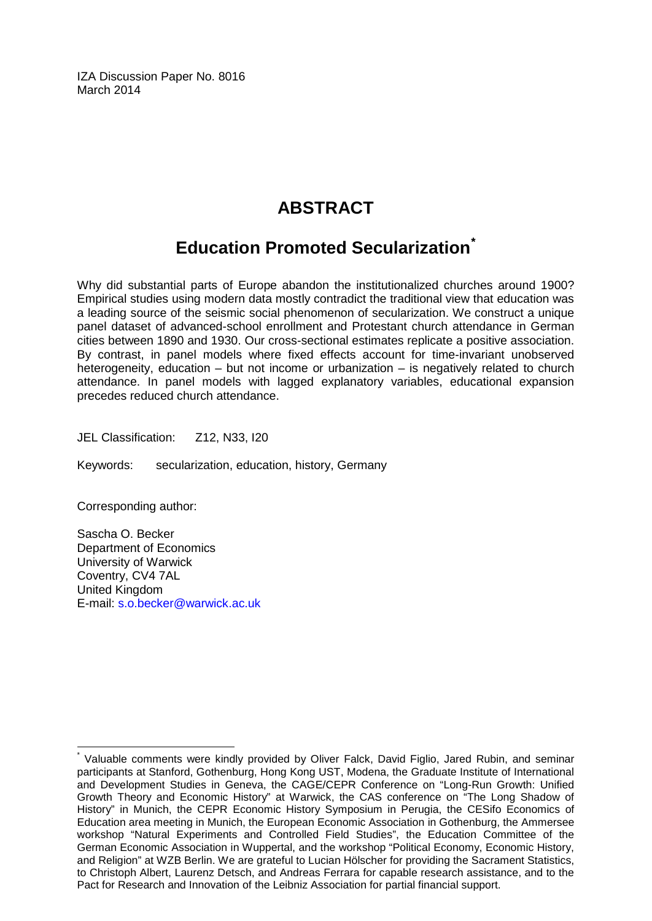IZA Discussion Paper No. 8016
March 2014

# ABSTRACT

## Education Promoted Secularization[*]

Why did substantial parts of Europe abandon the institutionalized churches around 1900? Empirical studies using modern data mostly contradict the traditional view that education was a leading source of the seismic social phenomenon of secularization. We construct a unique panel dataset of advanced-school enrollment and Protestant church attendance in German cities between 1890 and 1930. Our cross-sectional estimates replicate a positive association. By contrast, in panel models where fixed effects account for time-invariant unobserved heterogeneity, education – but not income or urbanization – is negatively related to church attendance. In panel models with lagged explanatory variables, educational expansion precedes reduced church attendance.

JEL Classification: Z12, N33, I20

Keywords: secularization, education, history, Germany

Corresponding author:

Sascha O. Becker
Department of Economics
University of Warwick
Coventry, CV4 7AL
United Kingdom
E-mail: s.o.becker@warwick.ac.uk

[*] Valuable comments were kindly provided by Oliver Falck, David Figlio, Jared Rubin, and seminar participants at Stanford, Gothenburg, Hong Kong UST, Modena, the Graduate Institute of International and Development Studies in Geneva, the CAGE/CEPR Conference on "Long-Run Growth: Unified Growth Theory and Economic History" at Warwick, the CAS conference on "The Long Shadow of History" in Munich, the CEPR Economic History Symposium in Perugia, the CESifo Economics of Education area meeting in Munich, the European Economic Association in Gothenburg, the Ammersee workshop "Natural Experiments and Controlled Field Studies", the Education Committee of the German Economic Association in Wuppertal, and the workshop "Political Economy, Economic History, and Religion" at WZB Berlin. We are grateful to Lucian Hölscher for providing the Sacrament Statistics, to Christoph Albert, Laurenz Detsch, and Andreas Ferrara for capable research assistance, and to the Pact for Research and Innovation of the Leibniz Association for partial financial support.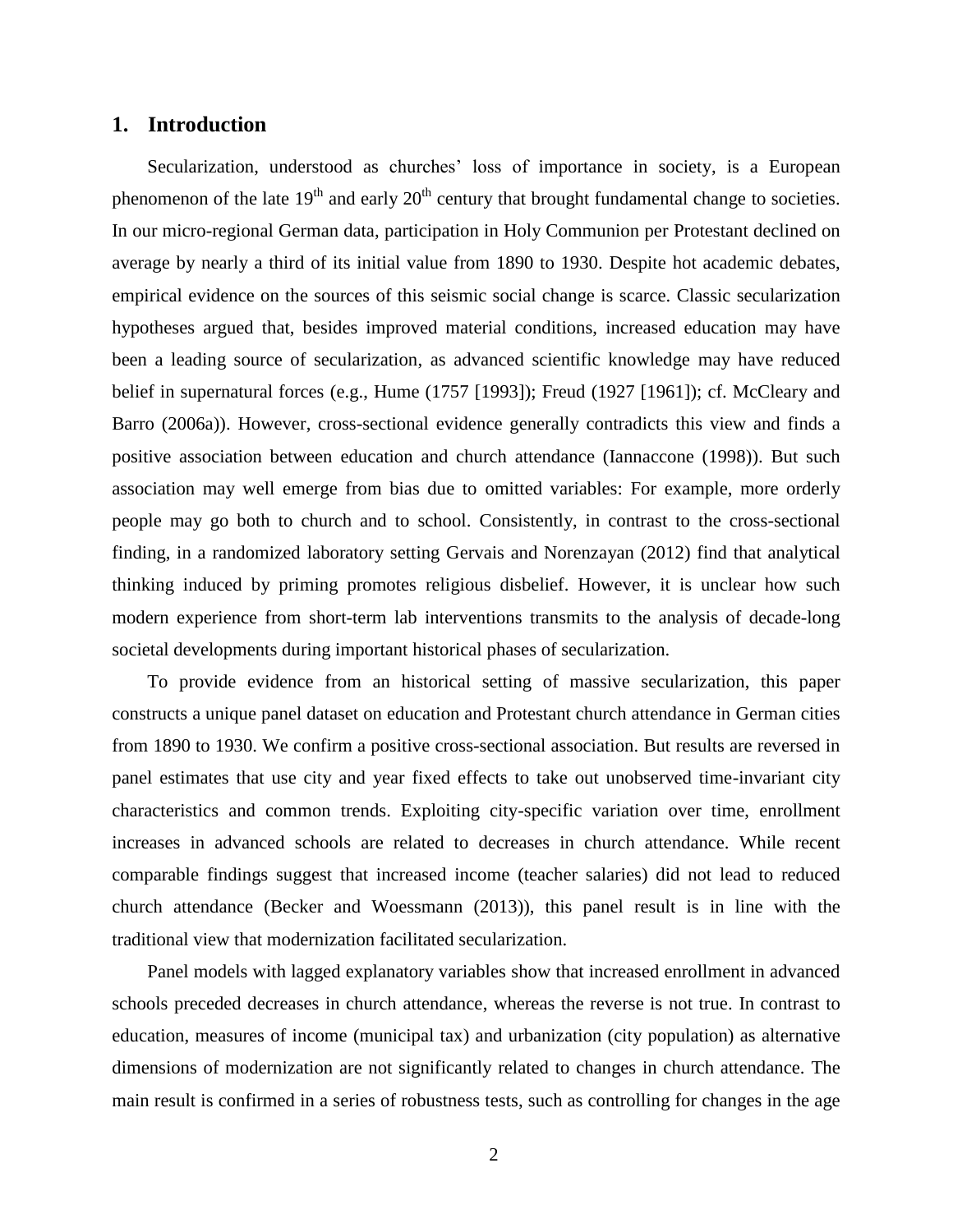## 1. Introduction

Secularization, understood as churches' loss of importance in society, is a European phenomenon of the late 19$^{th}$ and early 20$^{th}$ century that brought fundamental change to societies. In our micro-regional German data, participation in Holy Communion per Protestant declined on average by nearly a third of its initial value from 1890 to 1930. Despite hot academic debates, empirical evidence on the sources of this seismic social change is scarce. Classic secularization hypotheses argued that, besides improved material conditions, increased education may have been a leading source of secularization, as advanced scientific knowledge may have reduced belief in supernatural forces (e.g., Hume (1757 [1993]); Freud (1927 [1961]); cf. McCleary and Barro (2006a)). However, cross-sectional evidence generally contradicts this view and finds a positive association between education and church attendance (Iannaccone (1998)). But such association may well emerge from bias due to omitted variables: For example, more orderly people may go both to church and to school. Consistently, in contrast to the cross-sectional finding, in a randomized laboratory setting Gervais and Norenzayan (2012) find that analytical thinking induced by priming promotes religious disbelief. However, it is unclear how such modern experience from short-term lab interventions transmits to the analysis of decade-long societal developments during important historical phases of secularization.

To provide evidence from an historical setting of massive secularization, this paper constructs a unique panel dataset on education and Protestant church attendance in German cities from 1890 to 1930. We confirm a positive cross-sectional association. But results are reversed in panel estimates that use city and year fixed effects to take out unobserved time-invariant city characteristics and common trends. Exploiting city-specific variation over time, enrollment increases in advanced schools are related to decreases in church attendance. While recent comparable findings suggest that increased income (teacher salaries) did not lead to reduced church attendance (Becker and Woessmann (2013)), this panel result is in line with the traditional view that modernization facilitated secularization.

Panel models with lagged explanatory variables show that increased enrollment in advanced schools preceded decreases in church attendance, whereas the reverse is not true. In contrast to education, measures of income (municipal tax) and urbanization (city population) as alternative dimensions of modernization are not significantly related to changes in church attendance. The main result is confirmed in a series of robustness tests, such as controlling for changes in the age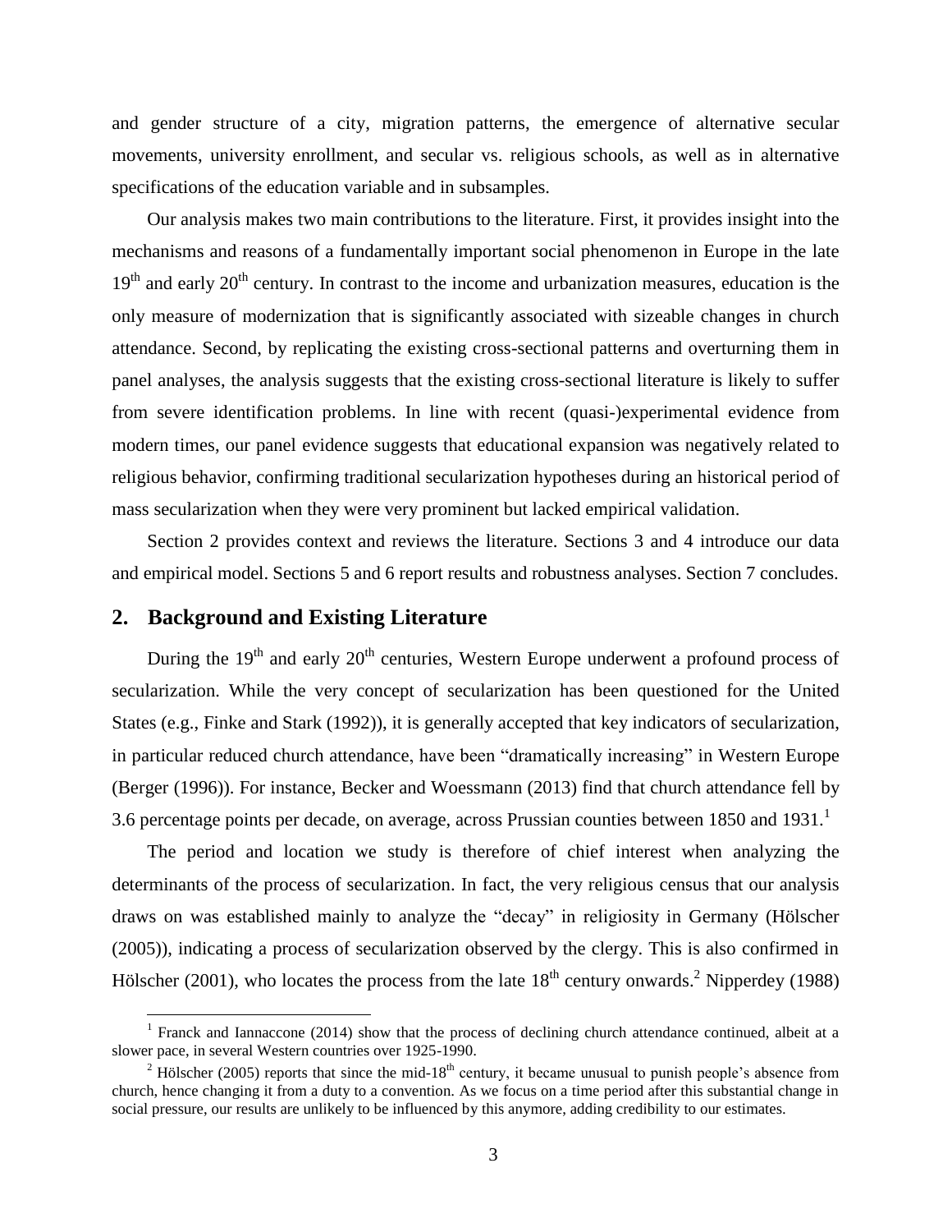and gender structure of a city, migration patterns, the emergence of alternative secular movements, university enrollment, and secular vs. religious schools, as well as in alternative specifications of the education variable and in subsamples.

Our analysis makes two main contributions to the literature. First, it provides insight into the mechanisms and reasons of a fundamentally important social phenomenon in Europe in the late 19th and early 20th century. In contrast to the income and urbanization measures, education is the only measure of modernization that is significantly associated with sizeable changes in church attendance. Second, by replicating the existing cross-sectional patterns and overturning them in panel analyses, the analysis suggests that the existing cross-sectional literature is likely to suffer from severe identification problems. In line with recent (quasi-)experimental evidence from modern times, our panel evidence suggests that educational expansion was negatively related to religious behavior, confirming traditional secularization hypotheses during an historical period of mass secularization when they were very prominent but lacked empirical validation.

Section 2 provides context and reviews the literature. Sections 3 and 4 introduce our data and empirical model. Sections 5 and 6 report results and robustness analyses. Section 7 concludes.

## 2. Background and Existing Literature

During the 19th and early 20th centuries, Western Europe underwent a profound process of secularization. While the very concept of secularization has been questioned for the United States (e.g., Finke and Stark (1992)), it is generally accepted that key indicators of secularization, in particular reduced church attendance, have been "dramatically increasing" in Western Europe (Berger (1996)). For instance, Becker and Woessmann (2013) find that church attendance fell by 3.6 percentage points per decade, on average, across Prussian counties between 1850 and 1931.[1]

The period and location we study is therefore of chief interest when analyzing the determinants of the process of secularization. In fact, the very religious census that our analysis draws on was established mainly to analyze the "decay" in religiosity in Germany (Hölscher (2005)), indicating a process of secularization observed by the clergy. This is also confirmed in Hölscher (2001), who locates the process from the late 18th century onwards.[2] Nipperdey (1988)

[1] Franck and Iannaccone (2014) show that the process of declining church attendance continued, albeit at a slower pace, in several Western countries over 1925-1990.

[2] Hölscher (2005) reports that since the mid-18th century, it became unusual to punish people's absence from church, hence changing it from a duty to a convention. As we focus on a time period after this substantial change in social pressure, our results are unlikely to be influenced by this anymore, adding credibility to our estimates.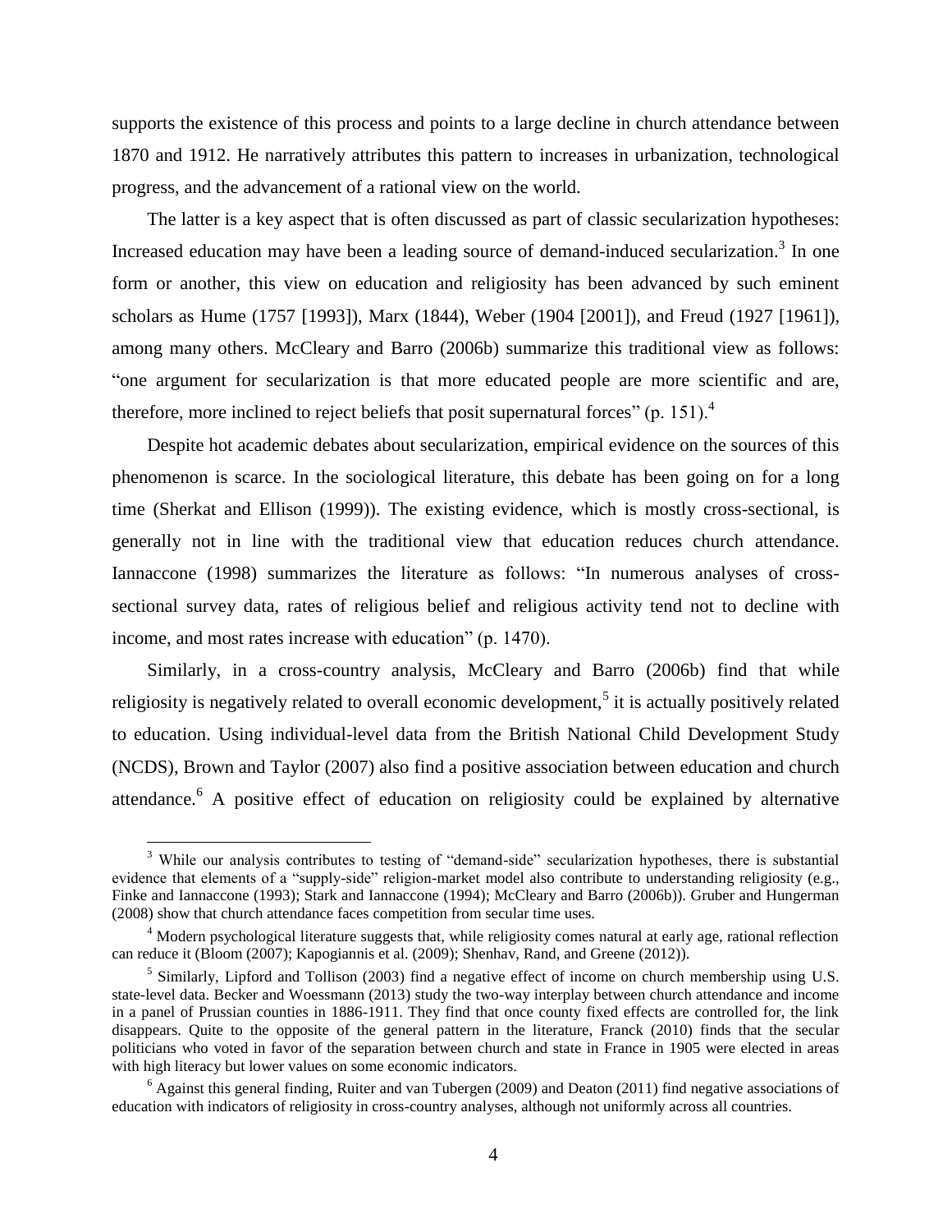supports the existence of this process and points to a large decline in church attendance between 1870 and 1912. He narratively attributes this pattern to increases in urbanization, technological progress, and the advancement of a rational view on the world.

The latter is a key aspect that is often discussed as part of classic secularization hypotheses: Increased education may have been a leading source of demand-induced secularization.[3] In one form or another, this view on education and religiosity has been advanced by such eminent scholars as Hume (1757 [1993]), Marx (1844), Weber (1904 [2001]), and Freud (1927 [1961]), among many others. McCleary and Barro (2006b) summarize this traditional view as follows: "one argument for secularization is that more educated people are more scientific and are, therefore, more inclined to reject beliefs that posit supernatural forces" (p. 151).[4]

Despite hot academic debates about secularization, empirical evidence on the sources of this phenomenon is scarce. In the sociological literature, this debate has been going on for a long time (Sherkat and Ellison (1999)). The existing evidence, which is mostly cross-sectional, is generally not in line with the traditional view that education reduces church attendance. Iannaccone (1998) summarizes the literature as follows: "In numerous analyses of cross-sectional survey data, rates of religious belief and religious activity tend not to decline with income, and most rates increase with education" (p. 1470).

Similarly, in a cross-country analysis, McCleary and Barro (2006b) find that while religiosity is negatively related to overall economic development,[5] it is actually positively related to education. Using individual-level data from the British National Child Development Study (NCDS), Brown and Taylor (2007) also find a positive association between education and church attendance.[6] A positive effect of education on religiosity could be explained by alternative

[3] While our analysis contributes to testing of "demand-side" secularization hypotheses, there is substantial evidence that elements of a "supply-side" religion-market model also contribute to understanding religiosity (e.g., Finke and Iannaccone (1993); Stark and Iannaccone (1994); McCleary and Barro (2006b)). Gruber and Hungerman (2008) show that church attendance faces competition from secular time uses.

[4] Modern psychological literature suggests that, while religiosity comes natural at early age, rational reflection can reduce it (Bloom (2007); Kapogiannis et al. (2009); Shenhav, Rand, and Greene (2012)).

[5] Similarly, Lipford and Tollison (2003) find a negative effect of income on church membership using U.S. state-level data. Becker and Woessmann (2013) study the two-way interplay between church attendance and income in a panel of Prussian counties in 1886-1911. They find that once county fixed effects are controlled for, the link disappears. Quite to the opposite of the general pattern in the literature, Franck (2010) finds that the secular politicians who voted in favor of the separation between church and state in France in 1905 were elected in areas with high literacy but lower values on some economic indicators.

[6] Against this general finding, Ruiter and van Tubergen (2009) and Deaton (2011) find negative associations of education with indicators of religiosity in cross-country analyses, although not uniformly across all countries.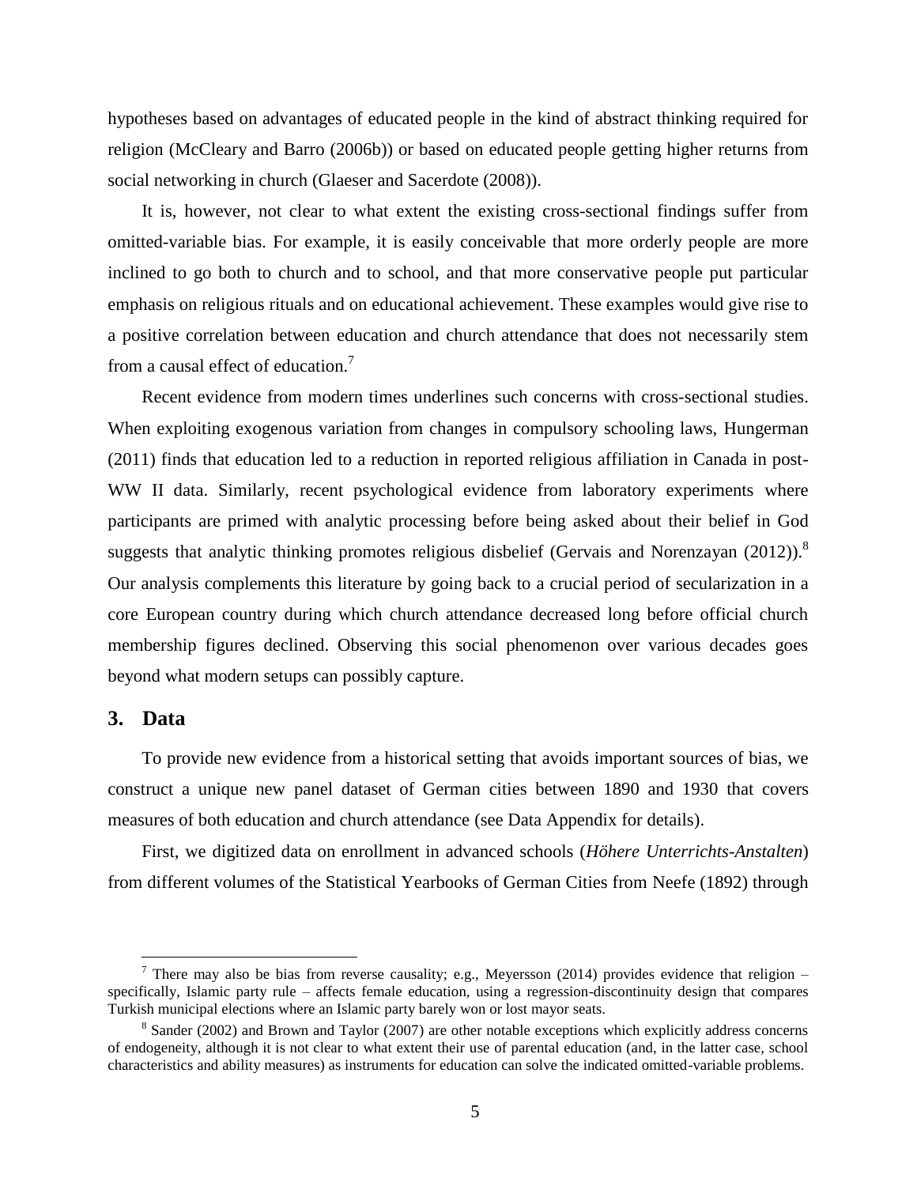hypotheses based on advantages of educated people in the kind of abstract thinking required for religion (McCleary and Barro (2006b)) or based on educated people getting higher returns from social networking in church (Glaeser and Sacerdote (2008)).

It is, however, not clear to what extent the existing cross-sectional findings suffer from omitted-variable bias. For example, it is easily conceivable that more orderly people are more inclined to go both to church and to school, and that more conservative people put particular emphasis on religious rituals and on educational achievement. These examples would give rise to a positive correlation between education and church attendance that does not necessarily stem from a causal effect of education.[7]

Recent evidence from modern times underlines such concerns with cross-sectional studies. When exploiting exogenous variation from changes in compulsory schooling laws, Hungerman (2011) finds that education led to a reduction in reported religious affiliation in Canada in post-WW II data. Similarly, recent psychological evidence from laboratory experiments where participants are primed with analytic processing before being asked about their belief in God suggests that analytic thinking promotes religious disbelief (Gervais and Norenzayan (2012)).[8] Our analysis complements this literature by going back to a crucial period of secularization in a core European country during which church attendance decreased long before official church membership figures declined. Observing this social phenomenon over various decades goes beyond what modern setups can possibly capture.

## 3. Data

To provide new evidence from a historical setting that avoids important sources of bias, we construct a unique new panel dataset of German cities between 1890 and 1930 that covers measures of both education and church attendance (see Data Appendix for details).

First, we digitized data on enrollment in advanced schools (*Höhere Unterrichts-Anstalten*) from different volumes of the Statistical Yearbooks of German Cities from Neefe (1892) through

---

[7] There may also be bias from reverse causality; e.g., Meyersson (2014) provides evidence that religion – specifically, Islamic party rule – affects female education, using a regression-discontinuity design that compares Turkish municipal elections where an Islamic party barely won or lost mayor seats.

[8] Sander (2002) and Brown and Taylor (2007) are other notable exceptions which explicitly address concerns of endogeneity, although it is not clear to what extent their use of parental education (and, in the latter case, school characteristics and ability measures) as instruments for education can solve the indicated omitted-variable problems.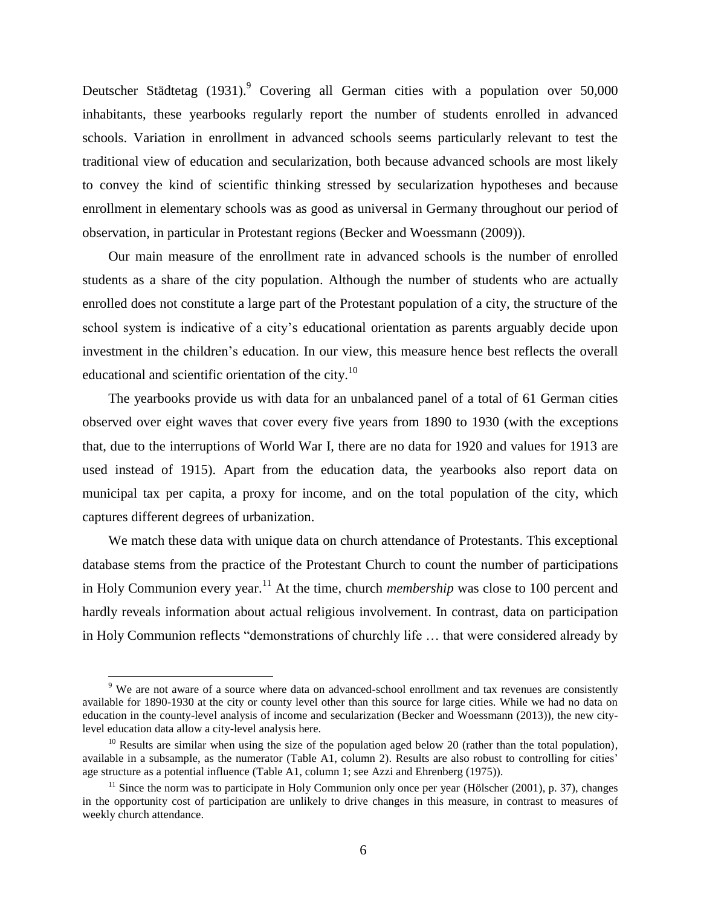Deutscher Städtetag (1931).[9] Covering all German cities with a population over 50,000 inhabitants, these yearbooks regularly report the number of students enrolled in advanced schools. Variation in enrollment in advanced schools seems particularly relevant to test the traditional view of education and secularization, both because advanced schools are most likely to convey the kind of scientific thinking stressed by secularization hypotheses and because enrollment in elementary schools was as good as universal in Germany throughout our period of observation, in particular in Protestant regions (Becker and Woessmann (2009)).

Our main measure of the enrollment rate in advanced schools is the number of enrolled students as a share of the city population. Although the number of students who are actually enrolled does not constitute a large part of the Protestant population of a city, the structure of the school system is indicative of a city's educational orientation as parents arguably decide upon investment in the children's education. In our view, this measure hence best reflects the overall educational and scientific orientation of the city.[10]

The yearbooks provide us with data for an unbalanced panel of a total of 61 German cities observed over eight waves that cover every five years from 1890 to 1930 (with the exceptions that, due to the interruptions of World War I, there are no data for 1920 and values for 1913 are used instead of 1915). Apart from the education data, the yearbooks also report data on municipal tax per capita, a proxy for income, and on the total population of the city, which captures different degrees of urbanization.

We match these data with unique data on church attendance of Protestants. This exceptional database stems from the practice of the Protestant Church to count the number of participations in Holy Communion every year.[11] At the time, church *membership* was close to 100 percent and hardly reveals information about actual religious involvement. In contrast, data on participation in Holy Communion reflects "demonstrations of churchly life … that were considered already by

[9] We are not aware of a source where data on advanced-school enrollment and tax revenues are consistently available for 1890-1930 at the city or county level other than this source for large cities. While we had no data on education in the county-level analysis of income and secularization (Becker and Woessmann (2013)), the new city-level education data allow a city-level analysis here.

[10] Results are similar when using the size of the population aged below 20 (rather than the total population), available in a subsample, as the numerator (Table A1, column 2). Results are also robust to controlling for cities' age structure as a potential influence (Table A1, column 1; see Azzi and Ehrenberg (1975)).

[11] Since the norm was to participate in Holy Communion only once per year (Hölscher (2001), p. 37), changes in the opportunity cost of participation are unlikely to drive changes in this measure, in contrast to measures of weekly church attendance.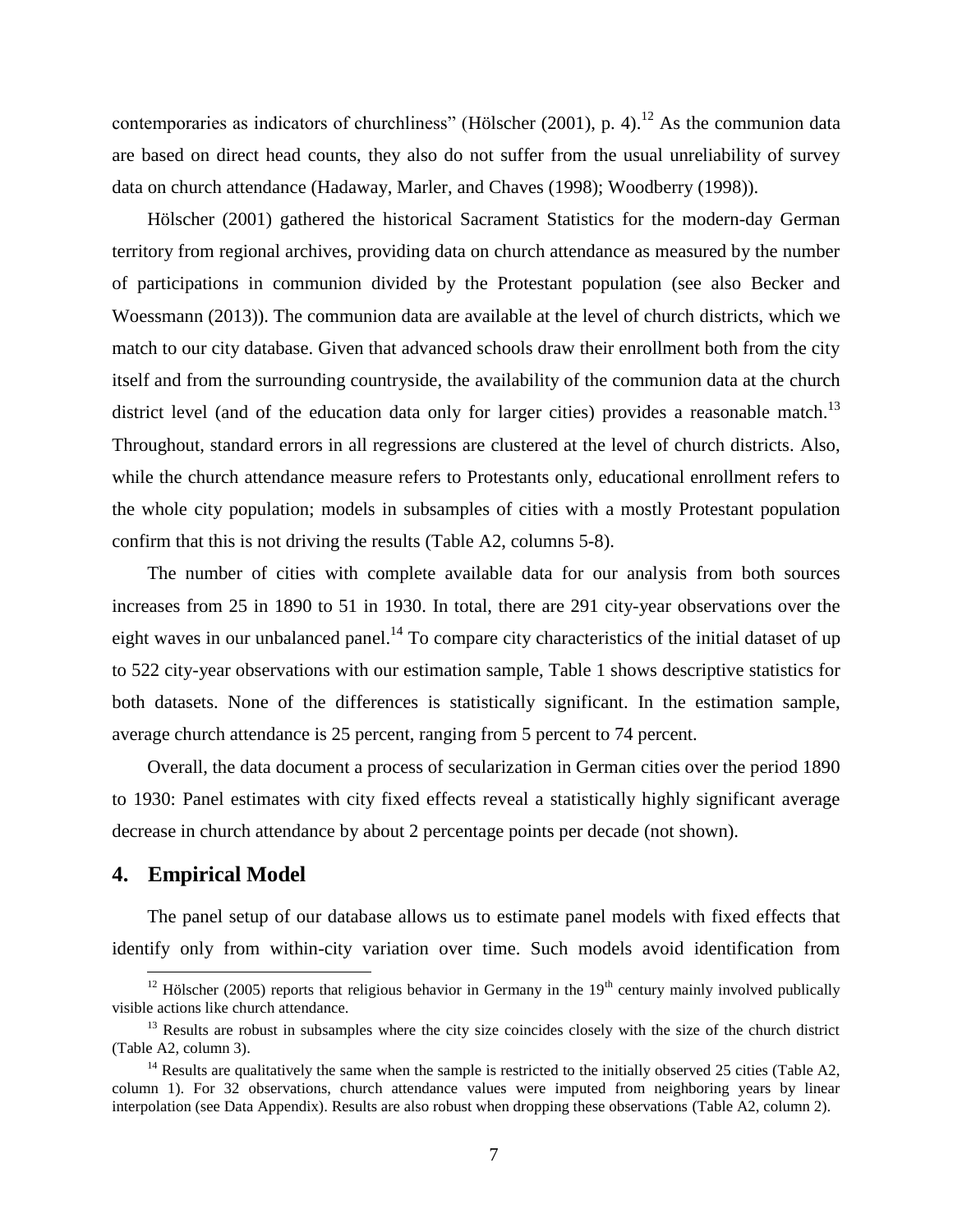contemporaries as indicators of churchliness" (Hölscher (2001), p. 4).[12] As the communion data are based on direct head counts, they also do not suffer from the usual unreliability of survey data on church attendance (Hadaway, Marler, and Chaves (1998); Woodberry (1998)).

Hölscher (2001) gathered the historical Sacrament Statistics for the modern-day German territory from regional archives, providing data on church attendance as measured by the number of participations in communion divided by the Protestant population (see also Becker and Woessmann (2013)). The communion data are available at the level of church districts, which we match to our city database. Given that advanced schools draw their enrollment both from the city itself and from the surrounding countryside, the availability of the communion data at the church district level (and of the education data only for larger cities) provides a reasonable match.[13] Throughout, standard errors in all regressions are clustered at the level of church districts. Also, while the church attendance measure refers to Protestants only, educational enrollment refers to the whole city population; models in subsamples of cities with a mostly Protestant population confirm that this is not driving the results (Table A2, columns 5-8).

The number of cities with complete available data for our analysis from both sources increases from 25 in 1890 to 51 in 1930. In total, there are 291 city-year observations over the eight waves in our unbalanced panel.[14] To compare city characteristics of the initial dataset of up to 522 city-year observations with our estimation sample, Table 1 shows descriptive statistics for both datasets. None of the differences is statistically significant. In the estimation sample, average church attendance is 25 percent, ranging from 5 percent to 74 percent.

Overall, the data document a process of secularization in German cities over the period 1890 to 1930: Panel estimates with city fixed effects reveal a statistically highly significant average decrease in church attendance by about 2 percentage points per decade (not shown).

## 4. Empirical Model

The panel setup of our database allows us to estimate panel models with fixed effects that identify only from within-city variation over time. Such models avoid identification from

[12] Hölscher (2005) reports that religious behavior in Germany in the 19th century mainly involved publically visible actions like church attendance.

[13] Results are robust in subsamples where the city size coincides closely with the size of the church district (Table A2, column 3).

[14] Results are qualitatively the same when the sample is restricted to the initially observed 25 cities (Table A2, column 1). For 32 observations, church attendance values were imputed from neighboring years by linear interpolation (see Data Appendix). Results are also robust when dropping these observations (Table A2, column 2).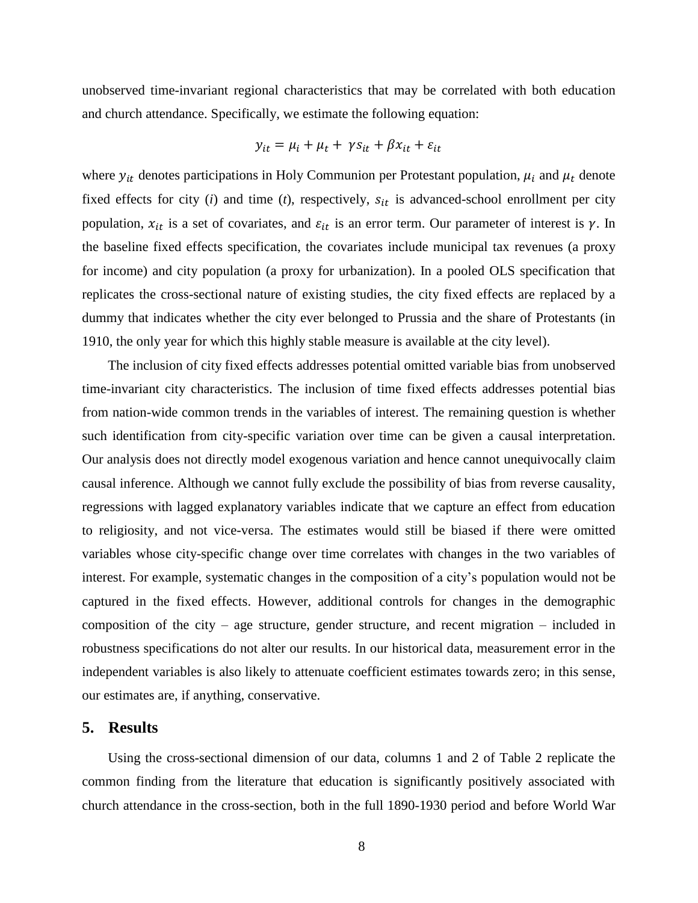unobserved time-invariant regional characteristics that may be correlated with both education and church attendance. Specifically, we estimate the following equation:

$$y_{it} = \mu_i + \mu_t + \gamma s_{it} + \beta x_{it} + \varepsilon_{it}$$

where $y_{it}$ denotes participations in Holy Communion per Protestant population, $\mu_i$ and $\mu_t$ denote fixed effects for city ($i$) and time ($t$), respectively, $s_{it}$ is advanced-school enrollment per city population, $x_{it}$ is a set of covariates, and $\varepsilon_{it}$ is an error term. Our parameter of interest is $\gamma$. In the baseline fixed effects specification, the covariates include municipal tax revenues (a proxy for income) and city population (a proxy for urbanization). In a pooled OLS specification that replicates the cross-sectional nature of existing studies, the city fixed effects are replaced by a dummy that indicates whether the city ever belonged to Prussia and the share of Protestants (in 1910, the only year for which this highly stable measure is available at the city level).

The inclusion of city fixed effects addresses potential omitted variable bias from unobserved time-invariant city characteristics. The inclusion of time fixed effects addresses potential bias from nation-wide common trends in the variables of interest. The remaining question is whether such identification from city-specific variation over time can be given a causal interpretation. Our analysis does not directly model exogenous variation and hence cannot unequivocally claim causal inference. Although we cannot fully exclude the possibility of bias from reverse causality, regressions with lagged explanatory variables indicate that we capture an effect from education to religiosity, and not vice-versa. The estimates would still be biased if there were omitted variables whose city-specific change over time correlates with changes in the two variables of interest. For example, systematic changes in the composition of a city's population would not be captured in the fixed effects. However, additional controls for changes in the demographic composition of the city – age structure, gender structure, and recent migration – included in robustness specifications do not alter our results. In our historical data, measurement error in the independent variables is also likely to attenuate coefficient estimates towards zero; in this sense, our estimates are, if anything, conservative.

## 5. Results

Using the cross-sectional dimension of our data, columns 1 and 2 of Table 2 replicate the common finding from the literature that education is significantly positively associated with church attendance in the cross-section, both in the full 1890-1930 period and before World War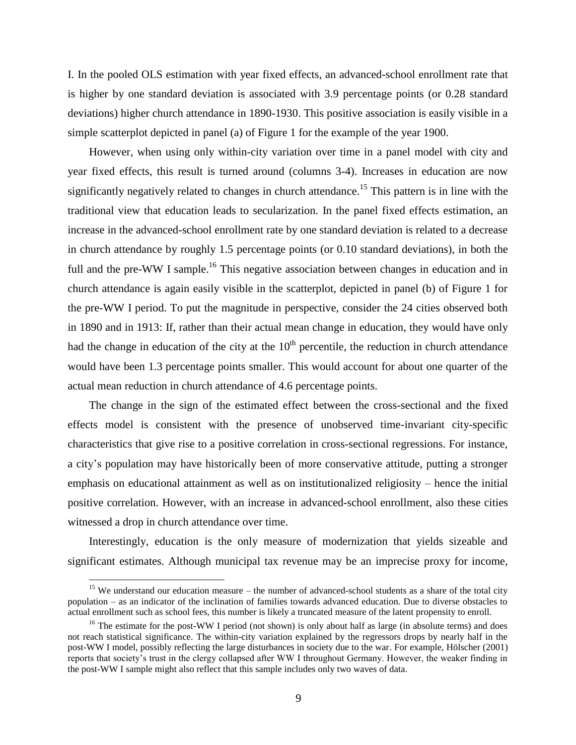I. In the pooled OLS estimation with year fixed effects, an advanced-school enrollment rate that is higher by one standard deviation is associated with 3.9 percentage points (or 0.28 standard deviations) higher church attendance in 1890-1930. This positive association is easily visible in a simple scatterplot depicted in panel (a) of Figure 1 for the example of the year 1900.

However, when using only within-city variation over time in a panel model with city and year fixed effects, this result is turned around (columns 3-4). Increases in education are now significantly negatively related to changes in church attendance.[15] This pattern is in line with the traditional view that education leads to secularization. In the panel fixed effects estimation, an increase in the advanced-school enrollment rate by one standard deviation is related to a decrease in church attendance by roughly 1.5 percentage points (or 0.10 standard deviations), in both the full and the pre-WW I sample.[16] This negative association between changes in education and in church attendance is again easily visible in the scatterplot, depicted in panel (b) of Figure 1 for the pre-WW I period. To put the magnitude in perspective, consider the 24 cities observed both in 1890 and in 1913: If, rather than their actual mean change in education, they would have only had the change in education of the city at the 10$^{th}$ percentile, the reduction in church attendance would have been 1.3 percentage points smaller. This would account for about one quarter of the actual mean reduction in church attendance of 4.6 percentage points.

The change in the sign of the estimated effect between the cross-sectional and the fixed effects model is consistent with the presence of unobserved time-invariant city-specific characteristics that give rise to a positive correlation in cross-sectional regressions. For instance, a city's population may have historically been of more conservative attitude, putting a stronger emphasis on educational attainment as well as on institutionalized religiosity – hence the initial positive correlation. However, with an increase in advanced-school enrollment, also these cities witnessed a drop in church attendance over time.

Interestingly, education is the only measure of modernization that yields sizeable and significant estimates. Although municipal tax revenue may be an imprecise proxy for income,

[15] We understand our education measure – the number of advanced-school students as a share of the total city population – as an indicator of the inclination of families towards advanced education. Due to diverse obstacles to actual enrollment such as school fees, this number is likely a truncated measure of the latent propensity to enroll.

[16] The estimate for the post-WW I period (not shown) is only about half as large (in absolute terms) and does not reach statistical significance. The within-city variation explained by the regressors drops by nearly half in the post-WW I model, possibly reflecting the large disturbances in society due to the war. For example, Hölscher (2001) reports that society's trust in the clergy collapsed after WW I throughout Germany. However, the weaker finding in the post-WW I sample might also reflect that this sample includes only two waves of data.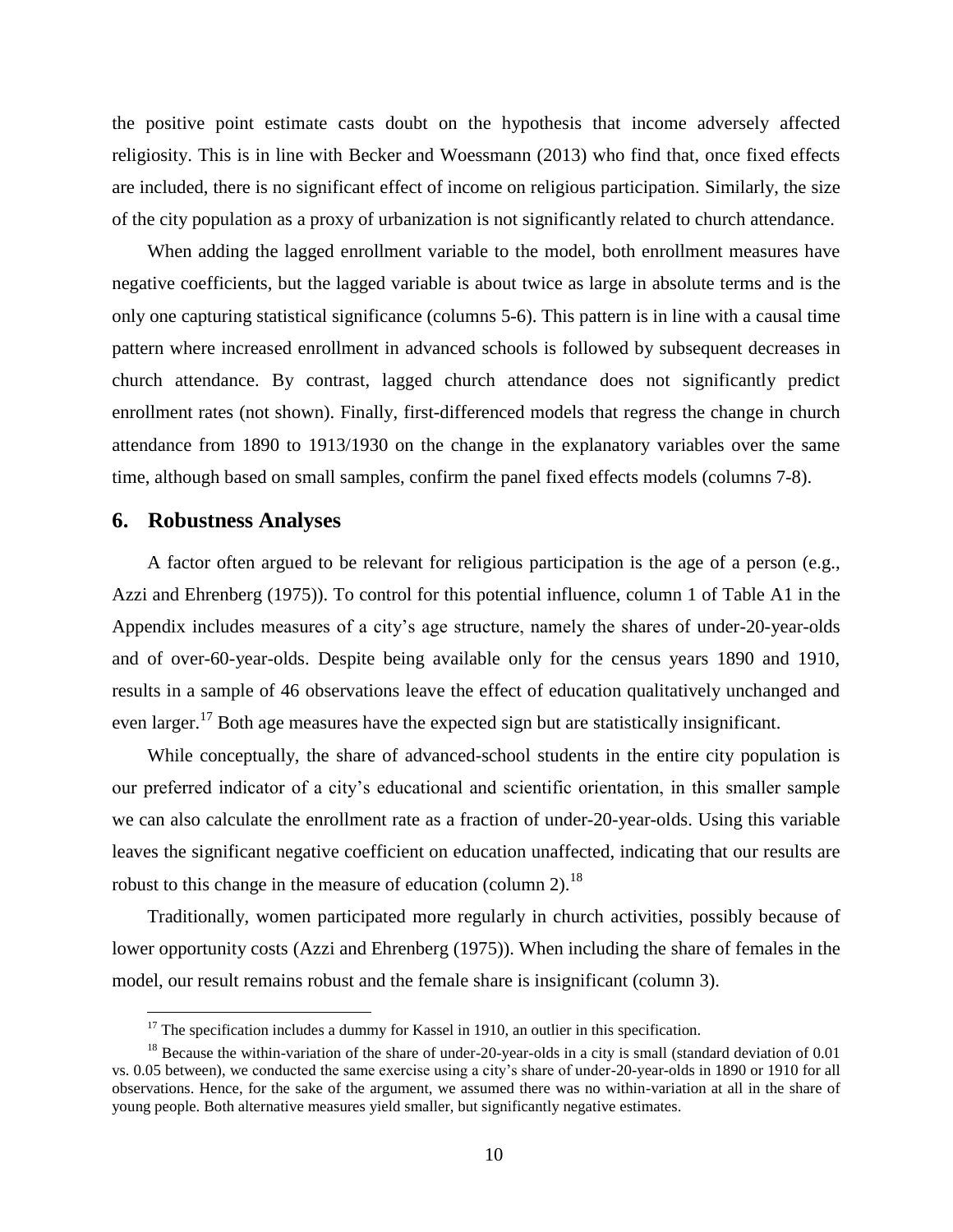the positive point estimate casts doubt on the hypothesis that income adversely affected religiosity. This is in line with Becker and Woessmann (2013) who find that, once fixed effects are included, there is no significant effect of income on religious participation. Similarly, the size of the city population as a proxy of urbanization is not significantly related to church attendance.

When adding the lagged enrollment variable to the model, both enrollment measures have negative coefficients, but the lagged variable is about twice as large in absolute terms and is the only one capturing statistical significance (columns 5-6). This pattern is in line with a causal time pattern where increased enrollment in advanced schools is followed by subsequent decreases in church attendance. By contrast, lagged church attendance does not significantly predict enrollment rates (not shown). Finally, first-differenced models that regress the change in church attendance from 1890 to 1913/1930 on the change in the explanatory variables over the same time, although based on small samples, confirm the panel fixed effects models (columns 7-8).

## 6. Robustness Analyses

A factor often argued to be relevant for religious participation is the age of a person (e.g., Azzi and Ehrenberg (1975)). To control for this potential influence, column 1 of Table A1 in the Appendix includes measures of a city's age structure, namely the shares of under-20-year-olds and of over-60-year-olds. Despite being available only for the census years 1890 and 1910, results in a sample of 46 observations leave the effect of education qualitatively unchanged and even larger.[17] Both age measures have the expected sign but are statistically insignificant.

While conceptually, the share of advanced-school students in the entire city population is our preferred indicator of a city's educational and scientific orientation, in this smaller sample we can also calculate the enrollment rate as a fraction of under-20-year-olds. Using this variable leaves the significant negative coefficient on education unaffected, indicating that our results are robust to this change in the measure of education (column 2).[18]

Traditionally, women participated more regularly in church activities, possibly because of lower opportunity costs (Azzi and Ehrenberg (1975)). When including the share of females in the model, our result remains robust and the female share is insignificant (column 3).

---

[17] The specification includes a dummy for Kassel in 1910, an outlier in this specification.

[18] Because the within-variation of the share of under-20-year-olds in a city is small (standard deviation of 0.01 vs. 0.05 between), we conducted the same exercise using a city's share of under-20-year-olds in 1890 or 1910 for all observations. Hence, for the sake of the argument, we assumed there was no within-variation at all in the share of young people. Both alternative measures yield smaller, but significantly negative estimates.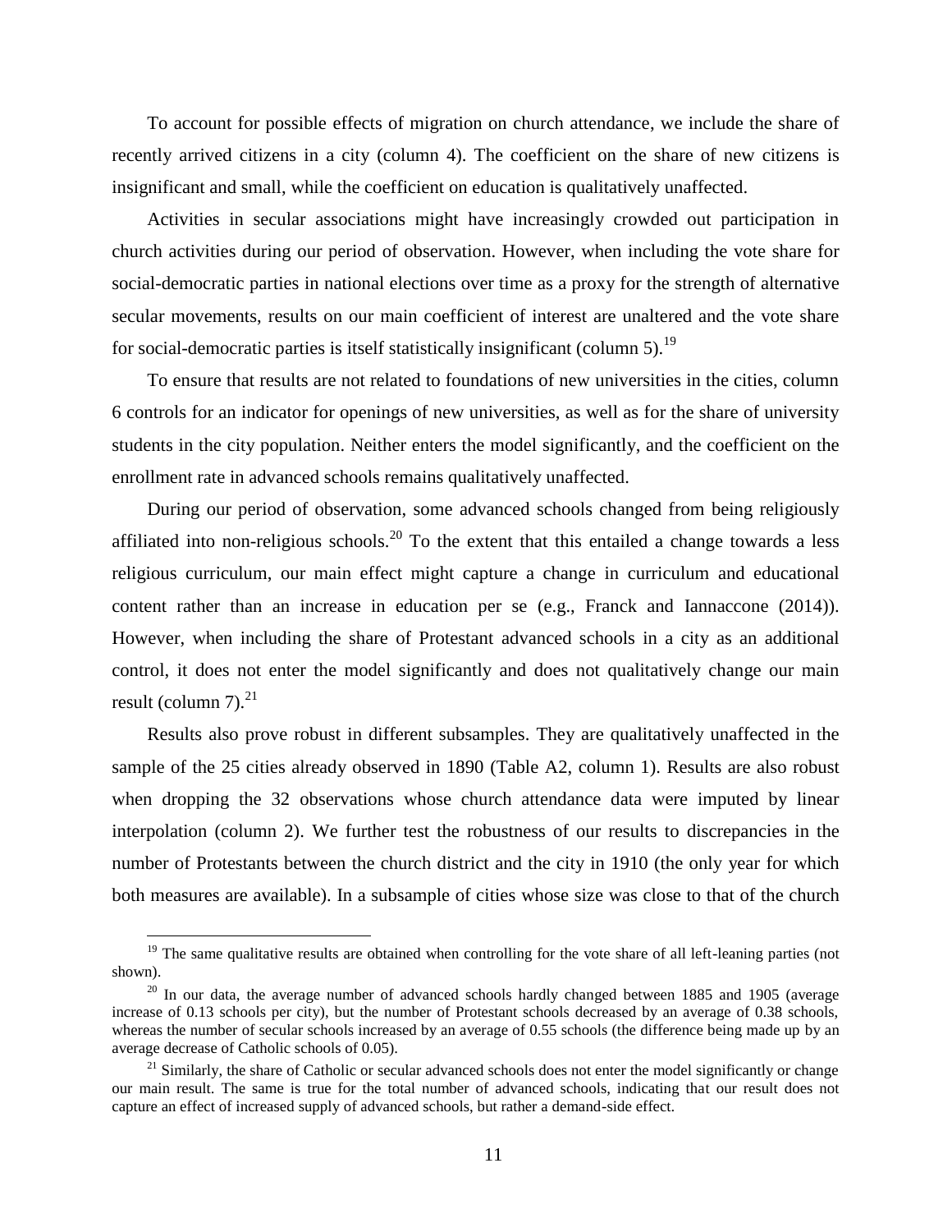To account for possible effects of migration on church attendance, we include the share of recently arrived citizens in a city (column 4). The coefficient on the share of new citizens is insignificant and small, while the coefficient on education is qualitatively unaffected.

Activities in secular associations might have increasingly crowded out participation in church activities during our period of observation. However, when including the vote share for social-democratic parties in national elections over time as a proxy for the strength of alternative secular movements, results on our main coefficient of interest are unaltered and the vote share for social-democratic parties is itself statistically insignificant (column 5).[19]

To ensure that results are not related to foundations of new universities in the cities, column 6 controls for an indicator for openings of new universities, as well as for the share of university students in the city population. Neither enters the model significantly, and the coefficient on the enrollment rate in advanced schools remains qualitatively unaffected.

During our period of observation, some advanced schools changed from being religiously affiliated into non-religious schools.[20] To the extent that this entailed a change towards a less religious curriculum, our main effect might capture a change in curriculum and educational content rather than an increase in education per se (e.g., Franck and Iannaccone (2014)). However, when including the share of Protestant advanced schools in a city as an additional control, it does not enter the model significantly and does not qualitatively change our main result (column 7).[21]

Results also prove robust in different subsamples. They are qualitatively unaffected in the sample of the 25 cities already observed in 1890 (Table A2, column 1). Results are also robust when dropping the 32 observations whose church attendance data were imputed by linear interpolation (column 2). We further test the robustness of our results to discrepancies in the number of Protestants between the church district and the city in 1910 (the only year for which both measures are available). In a subsample of cities whose size was close to that of the church

---

[19] The same qualitative results are obtained when controlling for the vote share of all left-leaning parties (not shown).

[20] In our data, the average number of advanced schools hardly changed between 1885 and 1905 (average increase of 0.13 schools per city), but the number of Protestant schools decreased by an average of 0.38 schools, whereas the number of secular schools increased by an average of 0.55 schools (the difference being made up by an average decrease of Catholic schools of 0.05).

[21] Similarly, the share of Catholic or secular advanced schools does not enter the model significantly or change our main result. The same is true for the total number of advanced schools, indicating that our result does not capture an effect of increased supply of advanced schools, but rather a demand-side effect.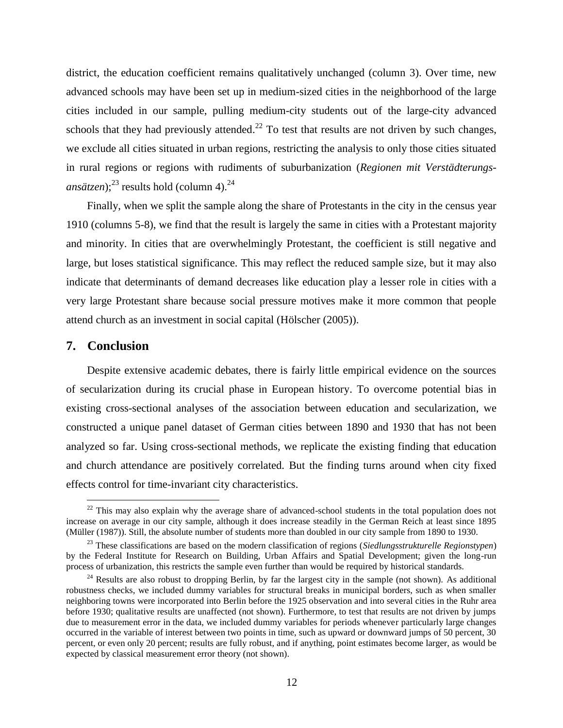district, the education coefficient remains qualitatively unchanged (column 3). Over time, new advanced schools may have been set up in medium-sized cities in the neighborhood of the large cities included in our sample, pulling medium-city students out of the large-city advanced schools that they had previously attended.[22] To test that results are not driven by such changes, we exclude all cities situated in urban regions, restricting the analysis to only those cities situated in rural regions or regions with rudiments of suburbanization (*Regionen mit Verstädterungsansätzen*);[23] results hold (column 4).[24]

Finally, when we split the sample along the share of Protestants in the city in the census year 1910 (columns 5-8), we find that the result is largely the same in cities with a Protestant majority and minority. In cities that are overwhelmingly Protestant, the coefficient is still negative and large, but loses statistical significance. This may reflect the reduced sample size, but it may also indicate that determinants of demand decreases like education play a lesser role in cities with a very large Protestant share because social pressure motives make it more common that people attend church as an investment in social capital (Hölscher (2005)).

## 7. Conclusion

Despite extensive academic debates, there is fairly little empirical evidence on the sources of secularization during its crucial phase in European history. To overcome potential bias in existing cross-sectional analyses of the association between education and secularization, we constructed a unique panel dataset of German cities between 1890 and 1930 that has not been analyzed so far. Using cross-sectional methods, we replicate the existing finding that education and church attendance are positively correlated. But the finding turns around when city fixed effects control for time-invariant city characteristics.

[22] This may also explain why the average share of advanced-school students in the total population does not increase on average in our city sample, although it does increase steadily in the German Reich at least since 1895 (Müller (1987)). Still, the absolute number of students more than doubled in our city sample from 1890 to 1930.

[23] These classifications are based on the modern classification of regions (*Siedlungsstrukturelle Regionstypen*) by the Federal Institute for Research on Building, Urban Affairs and Spatial Development; given the long-run process of urbanization, this restricts the sample even further than would be required by historical standards.

[24] Results are also robust to dropping Berlin, by far the largest city in the sample (not shown). As additional robustness checks, we included dummy variables for structural breaks in municipal borders, such as when smaller neighboring towns were incorporated into Berlin before the 1925 observation and into several cities in the Ruhr area before 1930; qualitative results are unaffected (not shown). Furthermore, to test that results are not driven by jumps due to measurement error in the data, we included dummy variables for periods whenever particularly large changes occurred in the variable of interest between two points in time, such as upward or downward jumps of 50 percent, 30 percent, or even only 20 percent; results are fully robust, and if anything, point estimates become larger, as would be expected by classical measurement error theory (not shown).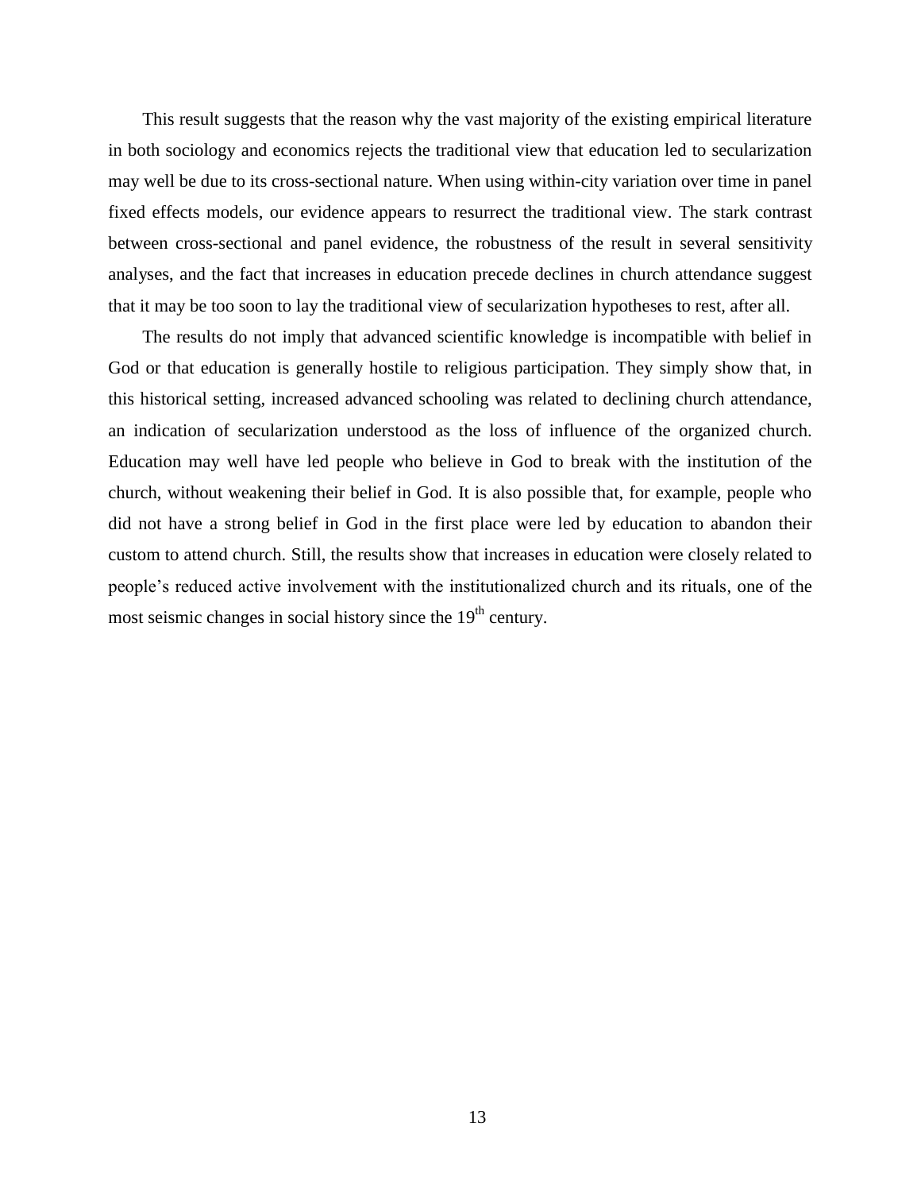This result suggests that the reason why the vast majority of the existing empirical literature in both sociology and economics rejects the traditional view that education led to secularization may well be due to its cross-sectional nature. When using within-city variation over time in panel fixed effects models, our evidence appears to resurrect the traditional view. The stark contrast between cross-sectional and panel evidence, the robustness of the result in several sensitivity analyses, and the fact that increases in education precede declines in church attendance suggest that it may be too soon to lay the traditional view of secularization hypotheses to rest, after all.

The results do not imply that advanced scientific knowledge is incompatible with belief in God or that education is generally hostile to religious participation. They simply show that, in this historical setting, increased advanced schooling was related to declining church attendance, an indication of secularization understood as the loss of influence of the organized church. Education may well have led people who believe in God to break with the institution of the church, without weakening their belief in God. It is also possible that, for example, people who did not have a strong belief in God in the first place were led by education to abandon their custom to attend church. Still, the results show that increases in education were closely related to people's reduced active involvement with the institutionalized church and its rituals, one of the most seismic changes in social history since the 19th century.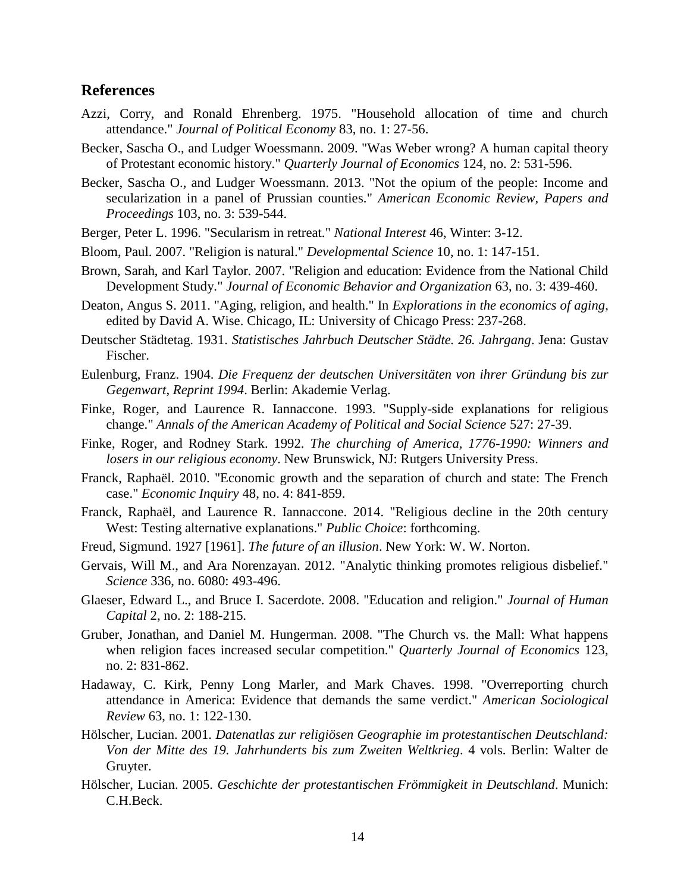## References

Azzi, Corry, and Ronald Ehrenberg. 1975. "Household allocation of time and church attendance." *Journal of Political Economy* 83, no. 1: 27-56.

Becker, Sascha O., and Ludger Woessmann. 2009. "Was Weber wrong? A human capital theory of Protestant economic history." *Quarterly Journal of Economics* 124, no. 2: 531-596.

Becker, Sascha O., and Ludger Woessmann. 2013. "Not the opium of the people: Income and secularization in a panel of Prussian counties." *American Economic Review, Papers and Proceedings* 103, no. 3: 539-544.

Berger, Peter L. 1996. "Secularism in retreat." *National Interest* 46, Winter: 3-12.

Bloom, Paul. 2007. "Religion is natural." *Developmental Science* 10, no. 1: 147-151.

Brown, Sarah, and Karl Taylor. 2007. "Religion and education: Evidence from the National Child Development Study." *Journal of Economic Behavior and Organization* 63, no. 3: 439-460.

Deaton, Angus S. 2011. "Aging, religion, and health." In *Explorations in the economics of aging*, edited by David A. Wise. Chicago, IL: University of Chicago Press: 237-268.

Deutscher Städtetag. 1931. *Statistisches Jahrbuch Deutscher Städte. 26. Jahrgang*. Jena: Gustav Fischer.

Eulenburg, Franz. 1904. *Die Frequenz der deutschen Universitäten von ihrer Gründung bis zur Gegenwart*, *Reprint 1994*. Berlin: Akademie Verlag.

Finke, Roger, and Laurence R. Iannaccone. 1993. "Supply-side explanations for religious change." *Annals of the American Academy of Political and Social Science* 527: 27-39.

Finke, Roger, and Rodney Stark. 1992. *The churching of America, 1776-1990: Winners and losers in our religious economy*. New Brunswick, NJ: Rutgers University Press.

Franck, Raphaël. 2010. "Economic growth and the separation of church and state: The French case." *Economic Inquiry* 48, no. 4: 841-859.

Franck, Raphaël, and Laurence R. Iannaccone. 2014. "Religious decline in the 20th century West: Testing alternative explanations." *Public Choice*: forthcoming.

Freud, Sigmund. 1927 [1961]. *The future of an illusion*. New York: W. W. Norton.

Gervais, Will M., and Ara Norenzayan. 2012. "Analytic thinking promotes religious disbelief." *Science* 336, no. 6080: 493-496.

Glaeser, Edward L., and Bruce I. Sacerdote. 2008. "Education and religion." *Journal of Human Capital* 2, no. 2: 188-215.

Gruber, Jonathan, and Daniel M. Hungerman. 2008. "The Church vs. the Mall: What happens when religion faces increased secular competition." *Quarterly Journal of Economics* 123, no. 2: 831-862.

Hadaway, C. Kirk, Penny Long Marler, and Mark Chaves. 1998. "Overreporting church attendance in America: Evidence that demands the same verdict." *American Sociological Review* 63, no. 1: 122-130.

Hölscher, Lucian. 2001. *Datenatlas zur religiösen Geographie im protestantischen Deutschland: Von der Mitte des 19. Jahrhunderts bis zum Zweiten Weltkrieg*. 4 vols. Berlin: Walter de Gruyter.

Hölscher, Lucian. 2005. *Geschichte der protestantischen Frömmigkeit in Deutschland*. Munich: C.H.Beck.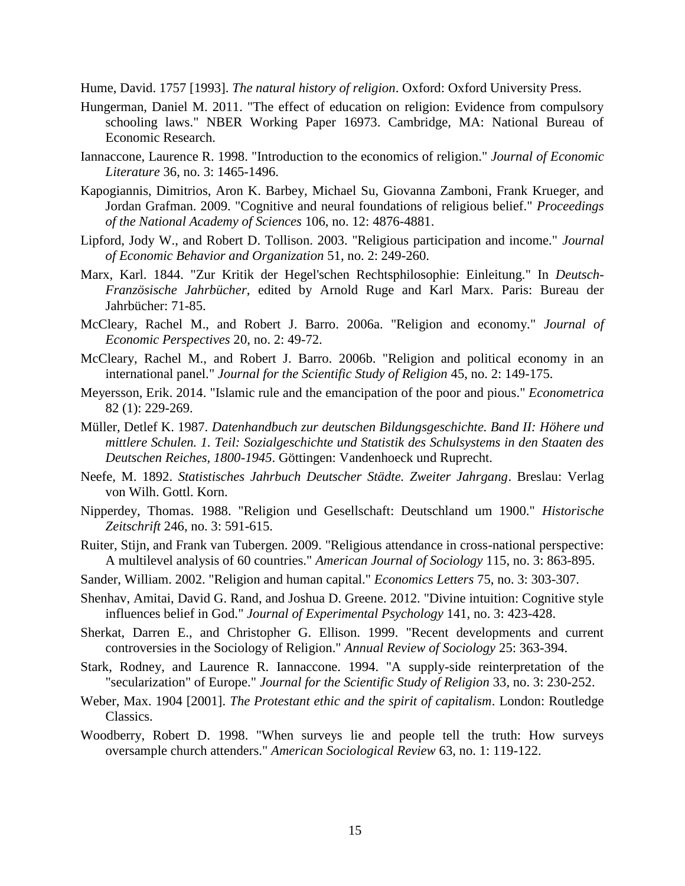Hume, David. 1757 [1993]. *The natural history of religion*. Oxford: Oxford University Press.

Hungerman, Daniel M. 2011. "The effect of education on religion: Evidence from compulsory schooling laws." NBER Working Paper 16973. Cambridge, MA: National Bureau of Economic Research.

Iannaccone, Laurence R. 1998. "Introduction to the economics of religion." *Journal of Economic Literature* 36, no. 3: 1465-1496.

Kapogiannis, Dimitrios, Aron K. Barbey, Michael Su, Giovanna Zamboni, Frank Krueger, and Jordan Grafman. 2009. "Cognitive and neural foundations of religious belief." *Proceedings of the National Academy of Sciences* 106, no. 12: 4876-4881.

Lipford, Jody W., and Robert D. Tollison. 2003. "Religious participation and income." *Journal of Economic Behavior and Organization* 51, no. 2: 249-260.

Marx, Karl. 1844. "Zur Kritik der Hegel'schen Rechtsphilosophie: Einleitung." In *Deutsch-Französische Jahrbücher*, edited by Arnold Ruge and Karl Marx. Paris: Bureau der Jahrbücher: 71-85.

McCleary, Rachel M., and Robert J. Barro. 2006a. "Religion and economy." *Journal of Economic Perspectives* 20, no. 2: 49-72.

McCleary, Rachel M., and Robert J. Barro. 2006b. "Religion and political economy in an international panel." *Journal for the Scientific Study of Religion* 45, no. 2: 149-175.

Meyersson, Erik. 2014. "Islamic rule and the emancipation of the poor and pious." *Econometrica* 82 (1): 229-269.

Müller, Detlef K. 1987. *Datenhandbuch zur deutschen Bildungsgeschichte. Band II: Höhere und mittlere Schulen. 1. Teil: Sozialgeschichte und Statistik des Schulsystems in den Staaten des Deutschen Reiches, 1800-1945*. Göttingen: Vandenhoeck und Ruprecht.

Neefe, M. 1892. *Statistisches Jahrbuch Deutscher Städte. Zweiter Jahrgang*. Breslau: Verlag von Wilh. Gottl. Korn.

Nipperdey, Thomas. 1988. "Religion und Gesellschaft: Deutschland um 1900." *Historische Zeitschrift* 246, no. 3: 591-615.

Ruiter, Stijn, and Frank van Tubergen. 2009. "Religious attendance in cross-national perspective: A multilevel analysis of 60 countries." *American Journal of Sociology* 115, no. 3: 863-895.

Sander, William. 2002. "Religion and human capital." *Economics Letters* 75, no. 3: 303-307.

Shenhav, Amitai, David G. Rand, and Joshua D. Greene. 2012. "Divine intuition: Cognitive style influences belief in God." *Journal of Experimental Psychology* 141, no. 3: 423-428.

Sherkat, Darren E., and Christopher G. Ellison. 1999. "Recent developments and current controversies in the Sociology of Religion." *Annual Review of Sociology* 25: 363-394.

Stark, Rodney, and Laurence R. Iannaccone. 1994. "A supply-side reinterpretation of the "secularization" of Europe." *Journal for the Scientific Study of Religion* 33, no. 3: 230-252.

Weber, Max. 1904 [2001]. *The Protestant ethic and the spirit of capitalism*. London: Routledge Classics.

Woodberry, Robert D. 1998. "When surveys lie and people tell the truth: How surveys oversample church attenders." *American Sociological Review* 63, no. 1: 119-122.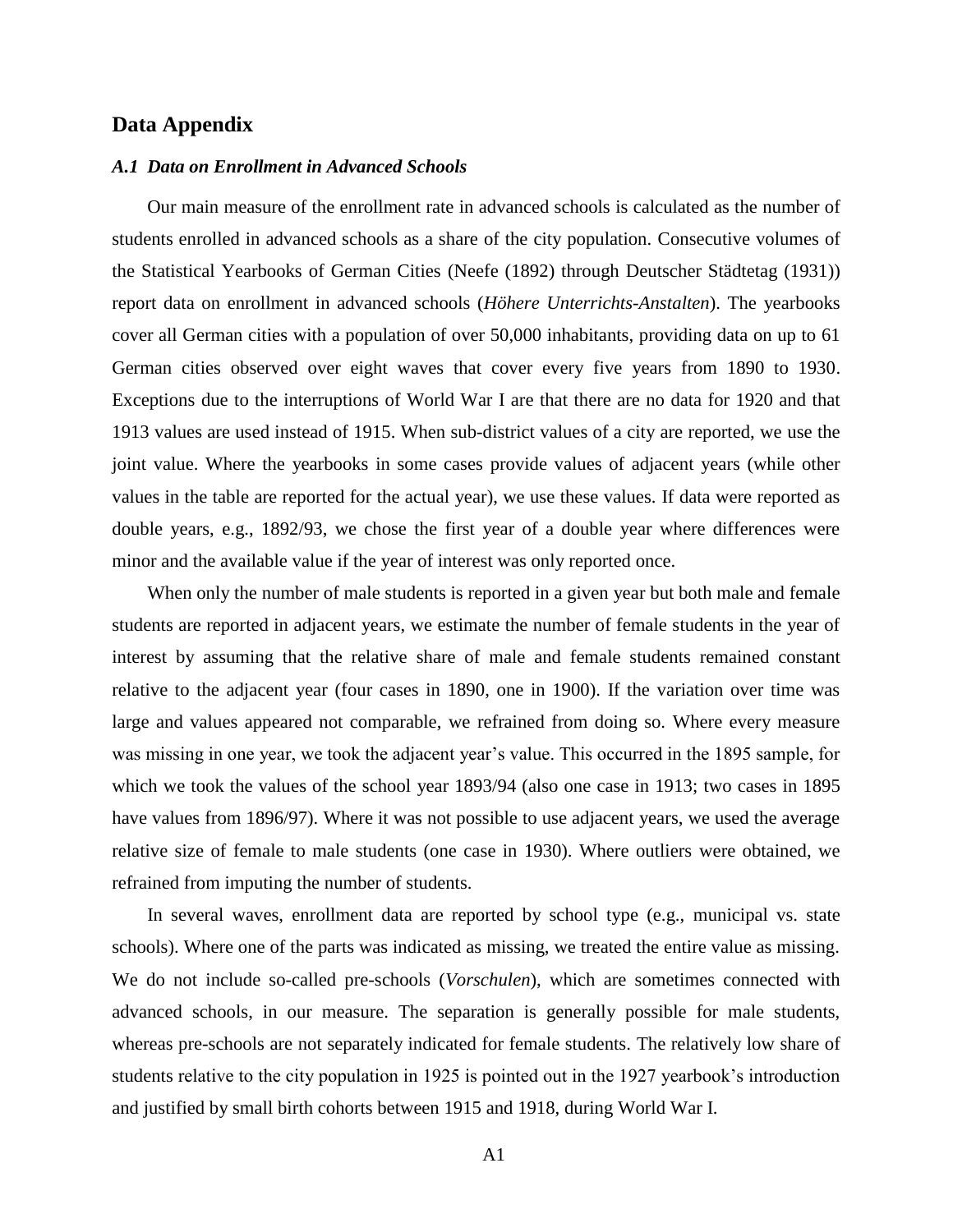## Data Appendix

### *A.1 Data on Enrollment in Advanced Schools*

Our main measure of the enrollment rate in advanced schools is calculated as the number of students enrolled in advanced schools as a share of the city population. Consecutive volumes of the Statistical Yearbooks of German Cities (Neefe (1892) through Deutscher Städtetag (1931)) report data on enrollment in advanced schools (*Höhere Unterrichts-Anstalten*). The yearbooks cover all German cities with a population of over 50,000 inhabitants, providing data on up to 61 German cities observed over eight waves that cover every five years from 1890 to 1930. Exceptions due to the interruptions of World War I are that there are no data for 1920 and that 1913 values are used instead of 1915. When sub-district values of a city are reported, we use the joint value. Where the yearbooks in some cases provide values of adjacent years (while other values in the table are reported for the actual year), we use these values. If data were reported as double years, e.g., 1892/93, we chose the first year of a double year where differences were minor and the available value if the year of interest was only reported once.

When only the number of male students is reported in a given year but both male and female students are reported in adjacent years, we estimate the number of female students in the year of interest by assuming that the relative share of male and female students remained constant relative to the adjacent year (four cases in 1890, one in 1900). If the variation over time was large and values appeared not comparable, we refrained from doing so. Where every measure was missing in one year, we took the adjacent year's value. This occurred in the 1895 sample, for which we took the values of the school year 1893/94 (also one case in 1913; two cases in 1895 have values from 1896/97). Where it was not possible to use adjacent years, we used the average relative size of female to male students (one case in 1930). Where outliers were obtained, we refrained from imputing the number of students.

In several waves, enrollment data are reported by school type (e.g., municipal vs. state schools). Where one of the parts was indicated as missing, we treated the entire value as missing. We do not include so-called pre-schools (*Vorschulen*), which are sometimes connected with advanced schools, in our measure. The separation is generally possible for male students, whereas pre-schools are not separately indicated for female students. The relatively low share of students relative to the city population in 1925 is pointed out in the 1927 yearbook's introduction and justified by small birth cohorts between 1915 and 1918, during World War I.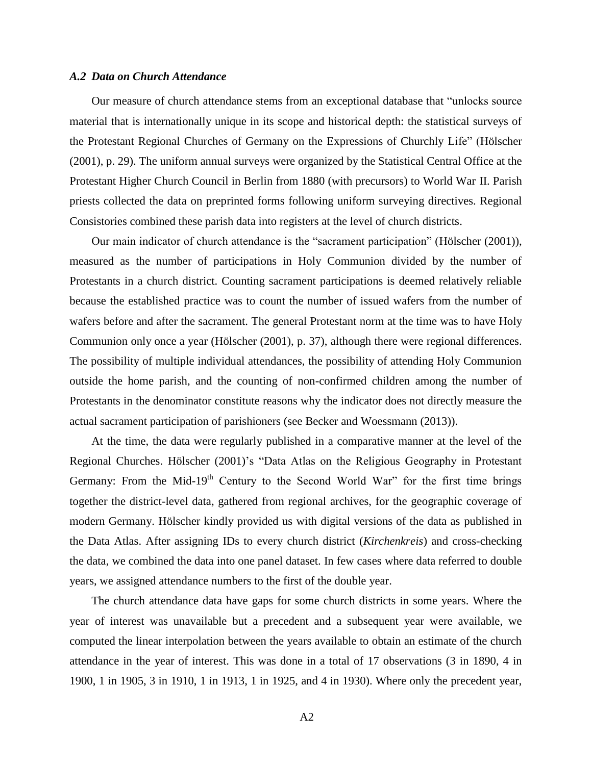### *A.2 Data on Church Attendance*

Our measure of church attendance stems from an exceptional database that "unlocks source material that is internationally unique in its scope and historical depth: the statistical surveys of the Protestant Regional Churches of Germany on the Expressions of Churchly Life" (Hölscher (2001), p. 29). The uniform annual surveys were organized by the Statistical Central Office at the Protestant Higher Church Council in Berlin from 1880 (with precursors) to World War II. Parish priests collected the data on preprinted forms following uniform surveying directives. Regional Consistories combined these parish data into registers at the level of church districts.

Our main indicator of church attendance is the "sacrament participation" (Hölscher (2001)), measured as the number of participations in Holy Communion divided by the number of Protestants in a church district. Counting sacrament participations is deemed relatively reliable because the established practice was to count the number of issued wafers from the number of wafers before and after the sacrament. The general Protestant norm at the time was to have Holy Communion only once a year (Hölscher (2001), p. 37), although there were regional differences. The possibility of multiple individual attendances, the possibility of attending Holy Communion outside the home parish, and the counting of non-confirmed children among the number of Protestants in the denominator constitute reasons why the indicator does not directly measure the actual sacrament participation of parishioners (see Becker and Woessmann (2013)).

At the time, the data were regularly published in a comparative manner at the level of the Regional Churches. Hölscher (2001)'s "Data Atlas on the Religious Geography in Protestant Germany: From the Mid-19th Century to the Second World War" for the first time brings together the district-level data, gathered from regional archives, for the geographic coverage of modern Germany. Hölscher kindly provided us with digital versions of the data as published in the Data Atlas. After assigning IDs to every church district (*Kirchenkreis*) and cross-checking the data, we combined the data into one panel dataset. In few cases where data referred to double years, we assigned attendance numbers to the first of the double year.

The church attendance data have gaps for some church districts in some years. Where the year of interest was unavailable but a precedent and a subsequent year were available, we computed the linear interpolation between the years available to obtain an estimate of the church attendance in the year of interest. This was done in a total of 17 observations (3 in 1890, 4 in 1900, 1 in 1905, 3 in 1910, 1 in 1913, 1 in 1925, and 4 in 1930). Where only the precedent year,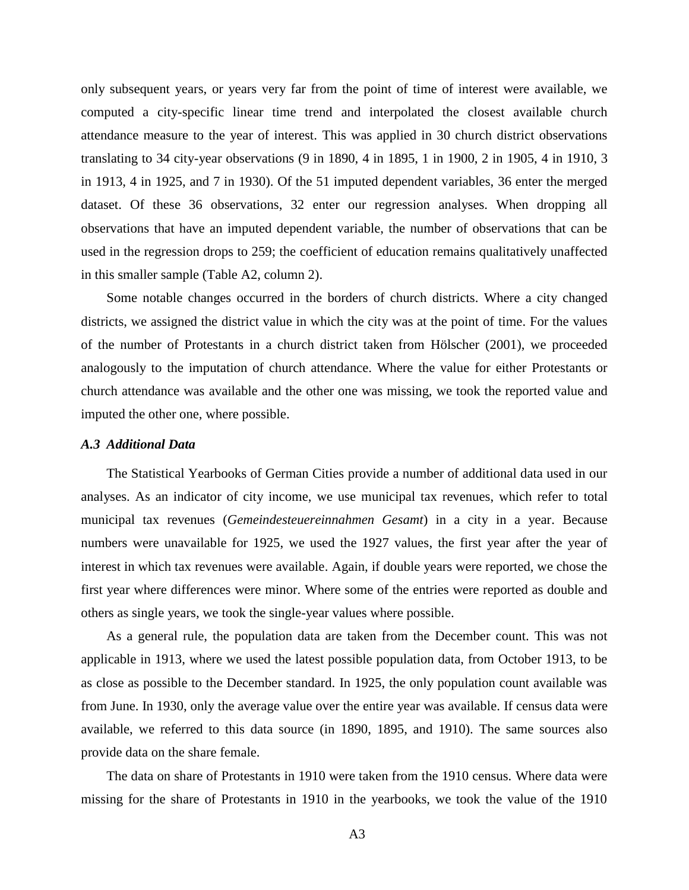only subsequent years, or years very far from the point of time of interest were available, we computed a city-specific linear time trend and interpolated the closest available church attendance measure to the year of interest. This was applied in 30 church district observations translating to 34 city-year observations (9 in 1890, 4 in 1895, 1 in 1900, 2 in 1905, 4 in 1910, 3 in 1913, 4 in 1925, and 7 in 1930). Of the 51 imputed dependent variables, 36 enter the merged dataset. Of these 36 observations, 32 enter our regression analyses. When dropping all observations that have an imputed dependent variable, the number of observations that can be used in the regression drops to 259; the coefficient of education remains qualitatively unaffected in this smaller sample (Table A2, column 2).

Some notable changes occurred in the borders of church districts. Where a city changed districts, we assigned the district value in which the city was at the point of time. For the values of the number of Protestants in a church district taken from Hölscher (2001), we proceeded analogously to the imputation of church attendance. Where the value for either Protestants or church attendance was available and the other one was missing, we took the reported value and imputed the other one, where possible.

### *A.3 Additional Data*

The Statistical Yearbooks of German Cities provide a number of additional data used in our analyses. As an indicator of city income, we use municipal tax revenues, which refer to total municipal tax revenues (*Gemeindesteuereinnahmen Gesamt*) in a city in a year. Because numbers were unavailable for 1925, we used the 1927 values, the first year after the year of interest in which tax revenues were available. Again, if double years were reported, we chose the first year where differences were minor. Where some of the entries were reported as double and others as single years, we took the single-year values where possible.

As a general rule, the population data are taken from the December count. This was not applicable in 1913, where we used the latest possible population data, from October 1913, to be as close as possible to the December standard. In 1925, the only population count available was from June. In 1930, only the average value over the entire year was available. If census data were available, we referred to this data source (in 1890, 1895, and 1910). The same sources also provide data on the share female.

The data on share of Protestants in 1910 were taken from the 1910 census. Where data were missing for the share of Protestants in 1910 in the yearbooks, we took the value of the 1910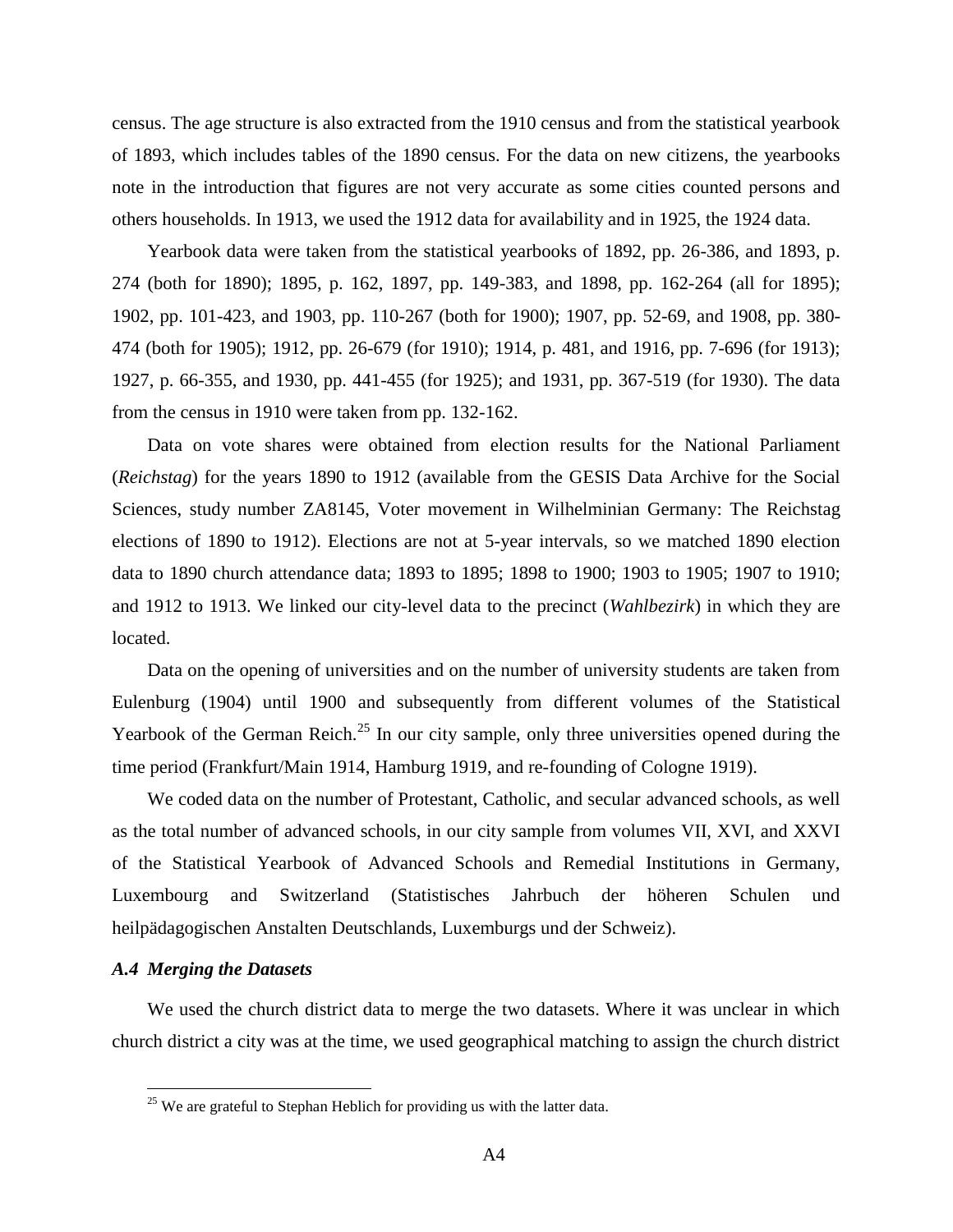census. The age structure is also extracted from the 1910 census and from the statistical yearbook of 1893, which includes tables of the 1890 census. For the data on new citizens, the yearbooks note in the introduction that figures are not very accurate as some cities counted persons and others households. In 1913, we used the 1912 data for availability and in 1925, the 1924 data.

Yearbook data were taken from the statistical yearbooks of 1892, pp. 26-386, and 1893, p. 274 (both for 1890); 1895, p. 162, 1897, pp. 149-383, and 1898, pp. 162-264 (all for 1895); 1902, pp. 101-423, and 1903, pp. 110-267 (both for 1900); 1907, pp. 52-69, and 1908, pp. 380-474 (both for 1905); 1912, pp. 26-679 (for 1910); 1914, p. 481, and 1916, pp. 7-696 (for 1913); 1927, p. 66-355, and 1930, pp. 441-455 (for 1925); and 1931, pp. 367-519 (for 1930). The data from the census in 1910 were taken from pp. 132-162.

Data on vote shares were obtained from election results for the National Parliament (*Reichstag*) for the years 1890 to 1912 (available from the GESIS Data Archive for the Social Sciences, study number ZA8145, Voter movement in Wilhelminian Germany: The Reichstag elections of 1890 to 1912). Elections are not at 5-year intervals, so we matched 1890 election data to 1890 church attendance data; 1893 to 1895; 1898 to 1900; 1903 to 1905; 1907 to 1910; and 1912 to 1913. We linked our city-level data to the precinct (*Wahlbezirk*) in which they are located.

Data on the opening of universities and on the number of university students are taken from Eulenburg (1904) until 1900 and subsequently from different volumes of the Statistical Yearbook of the German Reich.[25] In our city sample, only three universities opened during the time period (Frankfurt/Main 1914, Hamburg 1919, and re-founding of Cologne 1919).

We coded data on the number of Protestant, Catholic, and secular advanced schools, as well as the total number of advanced schools, in our city sample from volumes VII, XVI, and XXVI of the Statistical Yearbook of Advanced Schools and Remedial Institutions in Germany, Luxembourg and Switzerland (Statistisches Jahrbuch der höheren Schulen und heilpädagogischen Anstalten Deutschlands, Luxemburgs und der Schweiz).

### *A.4 Merging the Datasets*

We used the church district data to merge the two datasets. Where it was unclear in which church district a city was at the time, we used geographical matching to assign the church district

[25] We are grateful to Stephan Heblich for providing us with the latter data.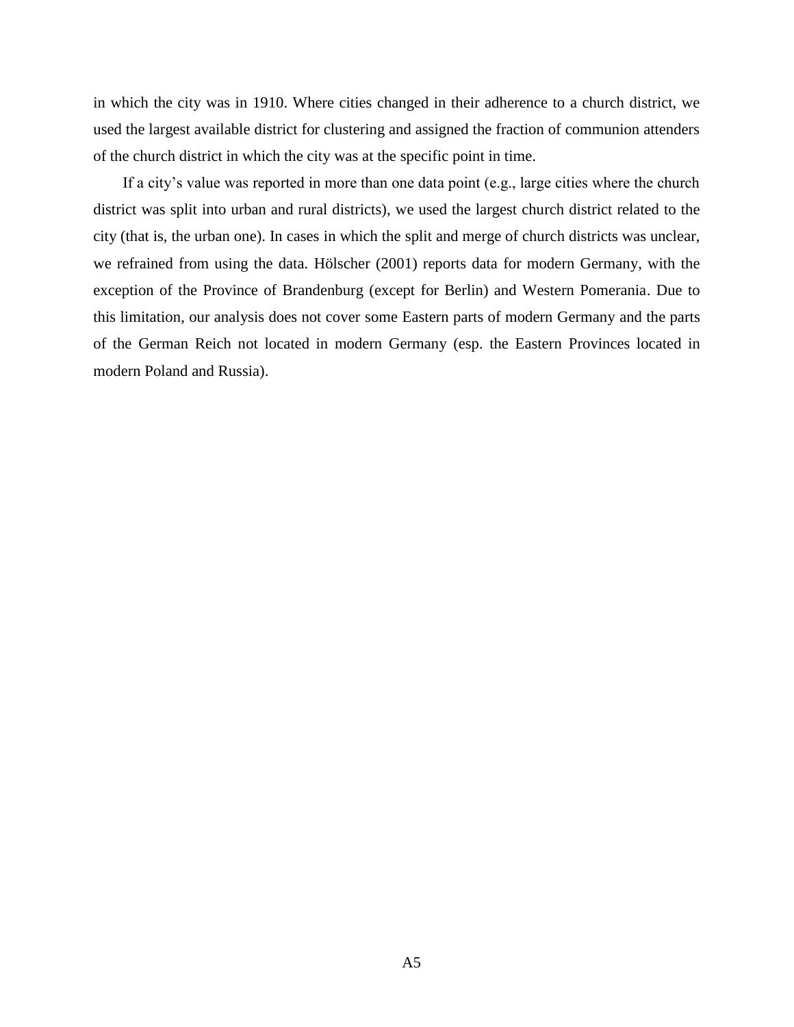in which the city was in 1910. Where cities changed in their adherence to a church district, we used the largest available district for clustering and assigned the fraction of communion attenders of the church district in which the city was at the specific point in time.

If a city's value was reported in more than one data point (e.g., large cities where the church district was split into urban and rural districts), we used the largest church district related to the city (that is, the urban one). In cases in which the split and merge of church districts was unclear, we refrained from using the data. Hölscher (2001) reports data for modern Germany, with the exception of the Province of Brandenburg (except for Berlin) and Western Pomerania. Due to this limitation, our analysis does not cover some Eastern parts of modern Germany and the parts of the German Reich not located in modern Germany (esp. the Eastern Provinces located in modern Poland and Russia).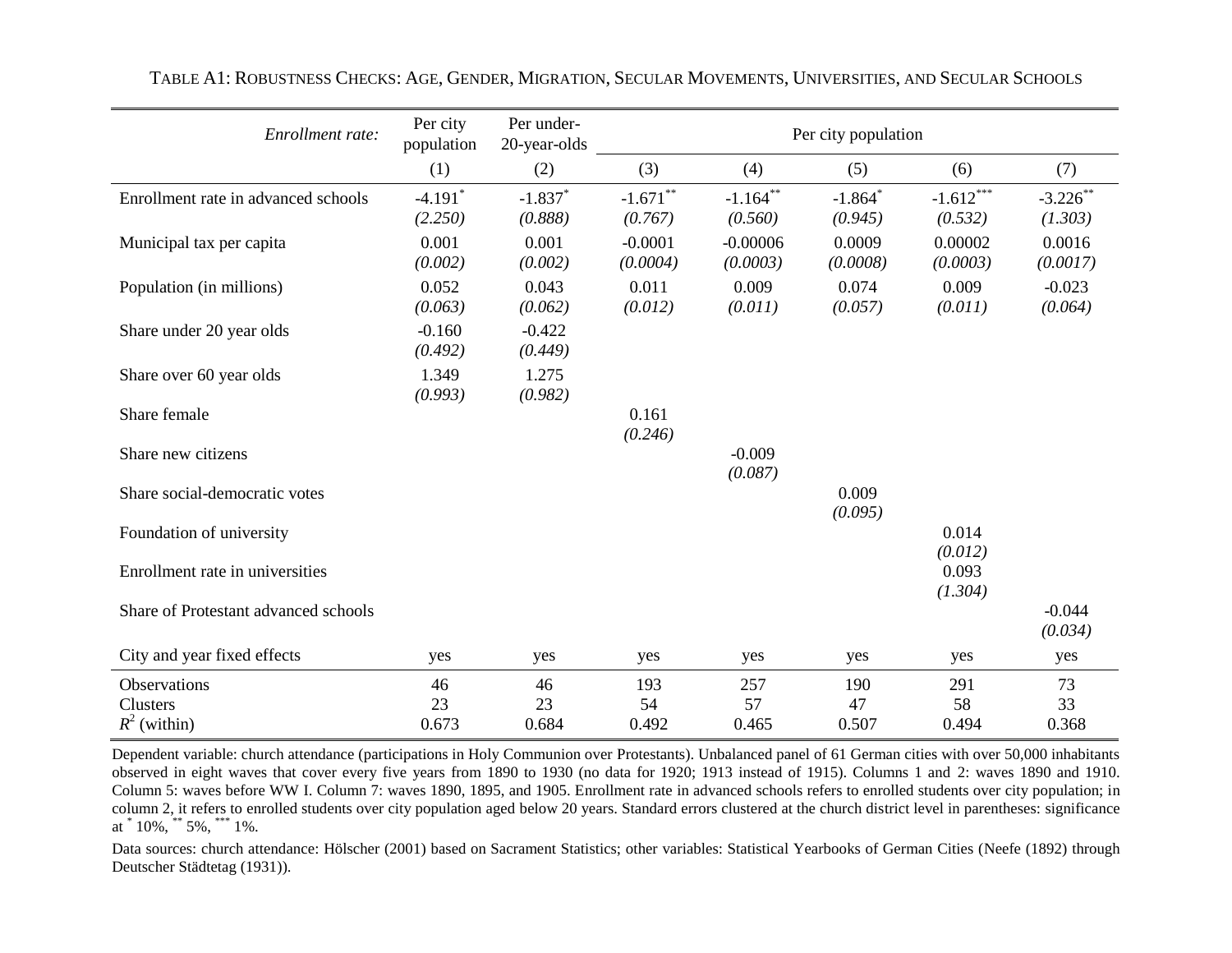Table A1: Robustness Checks: Age, Gender, Migration, Secular Movements, Universities, and Secular Schools

| *Enrollment rate:* | Per city population | Per under-20-year-olds | Per city population | | | | |
|---|---|---|---|---|---|---|---|
| | (1) | (2) | (3) | (4) | (5) | (6) | (7) |
| Enrollment rate in advanced schools | -4.191* | -1.837* | -1.671** | -1.164** | -1.864* | -1.612*** | -3.226** |
| | *(2.250)* | *(0.888)* | *(0.767)* | *(0.560)* | *(0.945)* | *(0.532)* | *(1.303)* |
| Municipal tax per capita | 0.001 | 0.001 | -0.0001 | -0.00006 | 0.0009 | 0.00002 | 0.0016 |
| | *(0.002)* | *(0.002)* | *(0.0004)* | *(0.0003)* | *(0.0008)* | *(0.0003)* | *(0.0017)* |
| Population (in millions) | 0.052 | 0.043 | 0.011 | 0.009 | 0.074 | 0.009 | -0.023 |
| | *(0.063)* | *(0.062)* | *(0.012)* | *(0.011)* | *(0.057)* | *(0.011)* | *(0.064)* |
| Share under 20 year olds | -0.160 | -0.422 | | | | | |
| | *(0.492)* | *(0.449)* | | | | | |
| Share over 60 year olds | 1.349 | 1.275 | | | | | |
| | *(0.993)* | *(0.982)* | | | | | |
| Share female | | | 0.161 | | | | |
| | | | *(0.246)* | | | | |
| Share new citizens | | | | -0.009 | | | |
| | | | | *(0.087)* | | | |
| Share social-democratic votes | | | | | 0.009 | | |
| | | | | | *(0.095)* | | |
| Foundation of university | | | | | | 0.014 | |
| | | | | | | *(0.012)* | |
| Enrollment rate in universities | | | | | | 0.093 | |
| | | | | | | *(1.304)* | |
| Share of Protestant advanced schools | | | | | | | -0.044 |
| | | | | | | | *(0.034)* |
| City and year fixed effects | yes | yes | yes | yes | yes | yes | yes |
| Observations | 46 | 46 | 193 | 257 | 190 | 291 | 73 |
| Clusters | 23 | 23 | 54 | 57 | 47 | 58 | 33 |
| $R^2$ (within) | 0.673 | 0.684 | 0.492 | 0.465 | 0.507 | 0.494 | 0.368 |

Dependent variable: church attendance (participations in Holy Communion over Protestants). Unbalanced panel of 61 German cities with over 50,000 inhabitants observed in eight waves that cover every five years from 1890 to 1930 (no data for 1920; 1913 instead of 1915). Columns 1 and 2: waves 1890 and 1910. Column 5: waves before WW I. Column 7: waves 1890, 1895, and 1905. Enrollment rate in advanced schools refers to enrolled students over city population; in column 2, it refers to enrolled students over city population aged below 20 years. Standard errors clustered at the church district level in parentheses: significance at * 10%, ** 5%, *** 1%.

Data sources: church attendance: Hölscher (2001) based on Sacrament Statistics; other variables: Statistical Yearbooks of German Cities (Neefe (1892) through Deutscher Städtetag (1931)).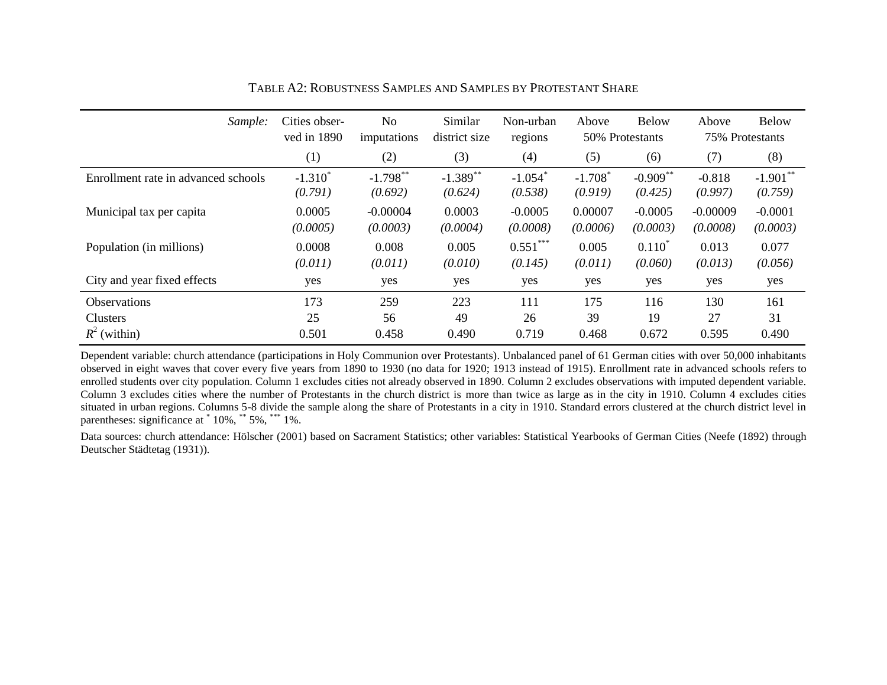TABLE A2: ROBUSTNESS SAMPLES AND SAMPLES BY PROTESTANT SHARE

| *Sample:* | Cities observed in 1890 | No imputations | Similar district size | Non-urban regions | Above 50% Protestants | Below 50% Protestants | Above 75% Protestants | Below 75% Protestants |
|---|---|---|---|---|---|---|---|---|
| | (1) | (2) | (3) | (4) | (5) | (6) | (7) | (8) |
| Enrollment rate in advanced schools | -1.310* | -1.798** | -1.389** | -1.054* | -1.708* | -0.909** | -0.818 | -1.901** |
| | *(0.791)* | *(0.692)* | *(0.624)* | *(0.538)* | *(0.919)* | *(0.425)* | *(0.997)* | *(0.759)* |
| Municipal tax per capita | 0.0005 | -0.00004 | 0.0003 | -0.0005 | 0.00007 | -0.0005 | -0.00009 | -0.0001 |
| | *(0.0005)* | *(0.0003)* | *(0.0004)* | *(0.0008)* | *(0.0006)* | *(0.0003)* | *(0.0008)* | *(0.0003)* |
| Population (in millions) | 0.0008 | 0.008 | 0.005 | 0.551*** | 0.005 | 0.110* | 0.013 | 0.077 |
| | *(0.011)* | *(0.011)* | *(0.010)* | *(0.145)* | *(0.011)* | *(0.060)* | *(0.013)* | *(0.056)* |
| City and year fixed effects | yes | yes | yes | yes | yes | yes | yes | yes |
| Observations | 173 | 259 | 223 | 111 | 175 | 116 | 130 | 161 |
| Clusters | 25 | 56 | 49 | 26 | 39 | 19 | 27 | 31 |
| $R^2$ (within) | 0.501 | 0.458 | 0.490 | 0.719 | 0.468 | 0.672 | 0.595 | 0.490 |

Dependent variable: church attendance (participations in Holy Communion over Protestants). Unbalanced panel of 61 German cities with over 50,000 inhabitants observed in eight waves that cover every five years from 1890 to 1930 (no data for 1920; 1913 instead of 1915). Enrollment rate in advanced schools refers to enrolled students over city population. Column 1 excludes cities not already observed in 1890. Column 2 excludes observations with imputed dependent variable. Column 3 excludes cities where the number of Protestants in the church district is more than twice as large as in the city in 1910. Column 4 excludes cities situated in urban regions. Columns 5-8 divide the sample along the share of Protestants in a city in 1910. Standard errors clustered at the church district level in parentheses: significance at * 10%, ** 5%, *** 1%.

Data sources: church attendance: Hölscher (2001) based on Sacrament Statistics; other variables: Statistical Yearbooks of German Cities (Neefe (1892) through Deutscher Städtetag (1931)).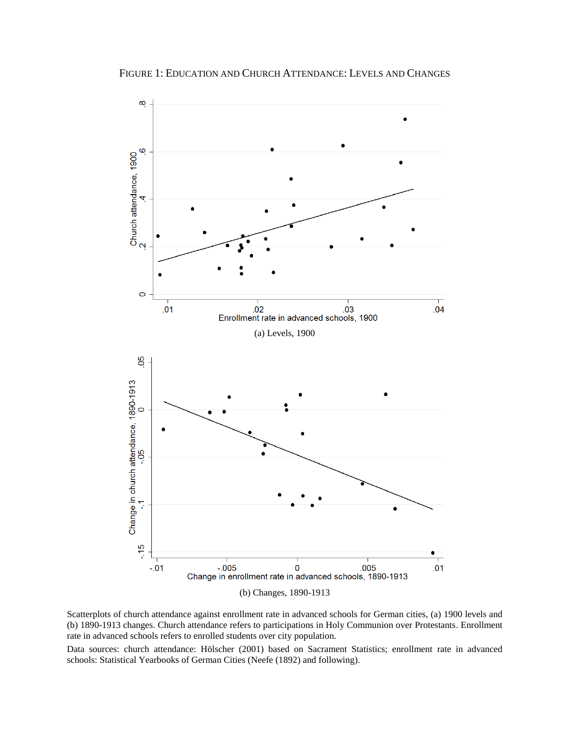FIGURE 1: EDUCATION AND CHURCH ATTENDANCE: LEVELS AND CHANGES

(a) Levels, 1900

(b) Changes, 1890-1913

Scatterplots of church attendance against enrollment rate in advanced schools for German cities, (a) 1900 levels and (b) 1890-1913 changes. Church attendance refers to participations in Holy Communion over Protestants. Enrollment rate in advanced schools refers to enrolled students over city population.

Data sources: church attendance: Hölscher (2001) based on Sacrament Statistics; enrollment rate in advanced schools: Statistical Yearbooks of German Cities (Neefe (1892) and following).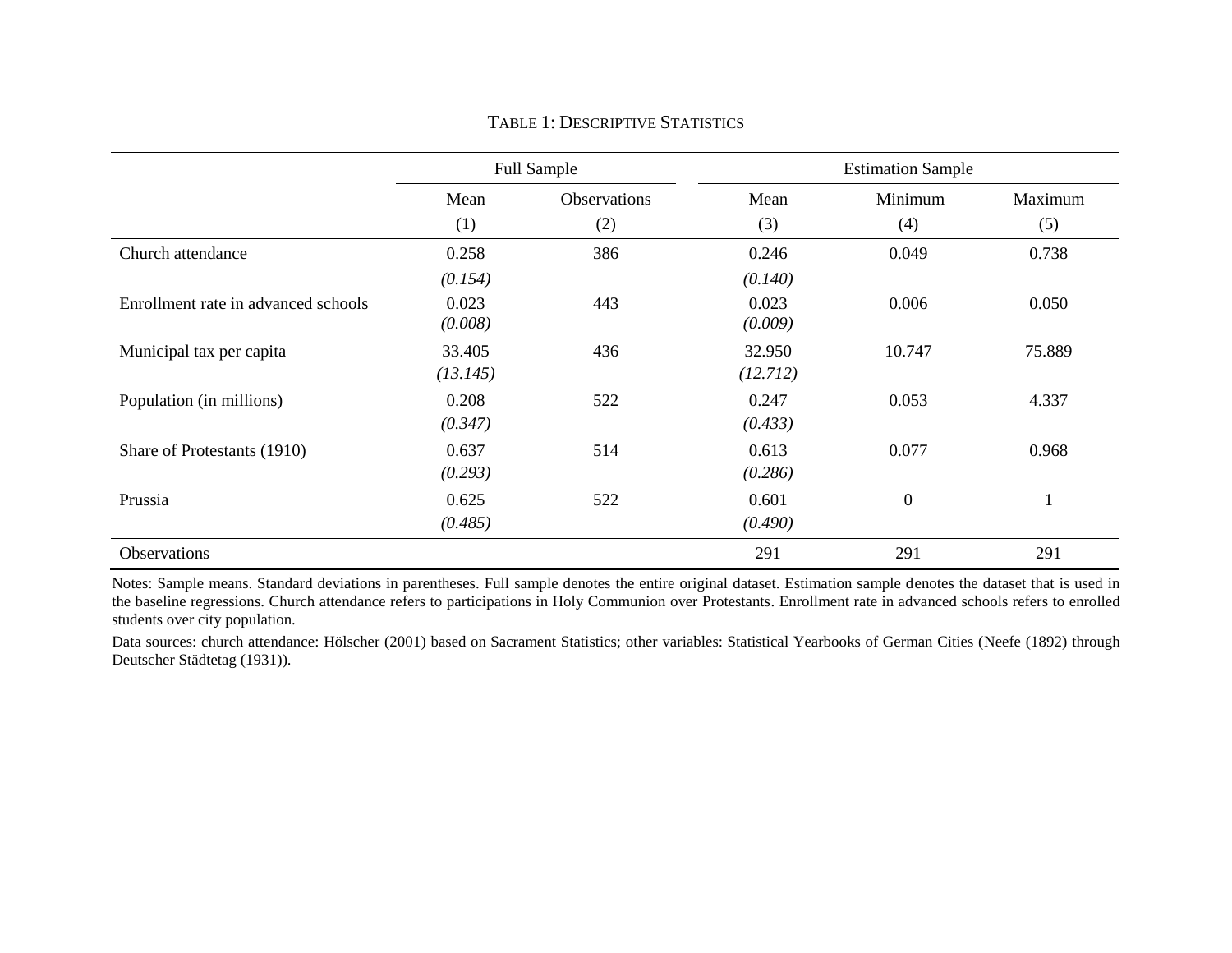TABLE 1: DESCRIPTIVE STATISTICS

| | Full Sample | | Estimation Sample | | |
|---|---|---|---|---|---|
| | Mean | Observations | Mean | Minimum | Maximum |
| | (1) | (2) | (3) | (4) | (5) |
| Church attendance | 0.258 | 386 | 0.246 | 0.049 | 0.738 |
| | *(0.154)* | | *(0.140)* | | |
| Enrollment rate in advanced schools | 0.023 | 443 | 0.023 | 0.006 | 0.050 |
| | *(0.008)* | | *(0.009)* | | |
| Municipal tax per capita | 33.405 | 436 | 32.950 | 10.747 | 75.889 |
| | *(13.145)* | | *(12.712)* | | |
| Population (in millions) | 0.208 | 522 | 0.247 | 0.053 | 4.337 |
| | *(0.347)* | | *(0.433)* | | |
| Share of Protestants (1910) | 0.637 | 514 | 0.613 | 0.077 | 0.968 |
| | *(0.293)* | | *(0.286)* | | |
| Prussia | 0.625 | 522 | 0.601 | 0 | 1 |
| | *(0.485)* | | *(0.490)* | | |
| Observations | | | 291 | 291 | 291 |

Notes: Sample means. Standard deviations in parentheses. Full sample denotes the entire original dataset. Estimation sample denotes the dataset that is used in the baseline regressions. Church attendance refers to participations in Holy Communion over Protestants. Enrollment rate in advanced schools refers to enrolled students over city population.

Data sources: church attendance: Hölscher (2001) based on Sacrament Statistics; other variables: Statistical Yearbooks of German Cities (Neefe (1892) through Deutscher Städtetag (1931)).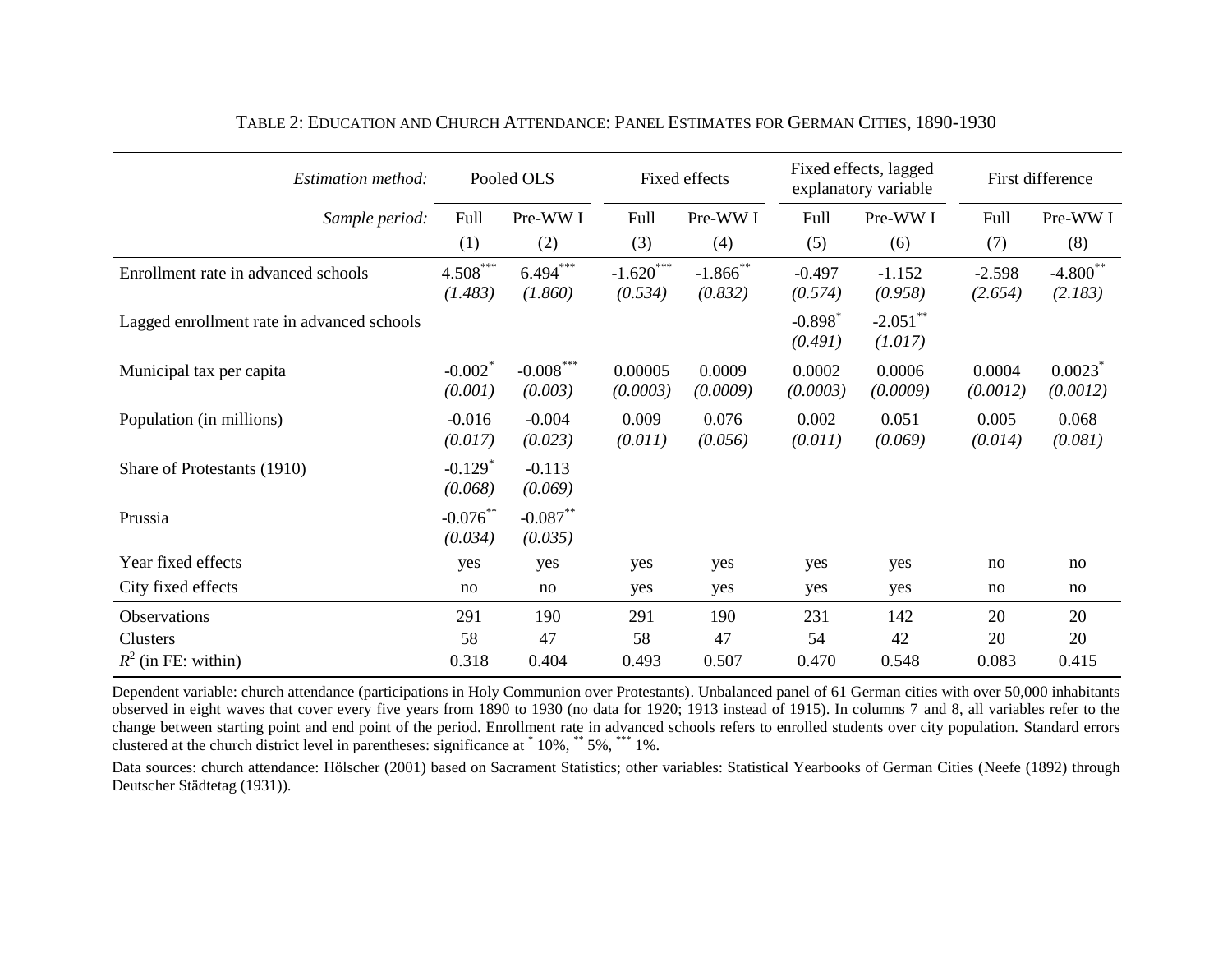TABLE 2: EDUCATION AND CHURCH ATTENDANCE: PANEL ESTIMATES FOR GERMAN CITIES, 1890-1930

| *Estimation method:* | Pooled OLS | | Fixed effects | | Fixed effects, lagged explanatory variable | | First difference | |
|---|---|---|---|---|---|---|---|---|
| *Sample period:* | Full | Pre-WW I | Full | Pre-WW I | Full | Pre-WW I | Full | Pre-WW I |
| | (1) | (2) | (3) | (4) | (5) | (6) | (7) | (8) |
| Enrollment rate in advanced schools | 4.508*** <br> *(1.483)* | 6.494*** <br> *(1.860)* | -1.620*** <br> *(0.534)* | -1.866** <br> *(0.832)* | -0.497 <br> *(0.574)* | -1.152 <br> *(0.958)* | -2.598 <br> *(2.654)* | -4.800** <br> *(2.183)* |
| Lagged enrollment rate in advanced schools | | | | | -0.898* <br> *(0.491)* | -2.051** <br> *(1.017)* | | |
| Municipal tax per capita | -0.002* <br> *(0.001)* | -0.008*** <br> *(0.003)* | 0.00005 <br> *(0.0003)* | 0.0009 <br> *(0.0009)* | 0.0002 <br> *(0.0003)* | 0.0006 <br> *(0.0009)* | 0.0004 <br> *(0.0012)* | 0.0023* <br> *(0.0012)* |
| Population (in millions) | -0.016 <br> *(0.017)* | -0.004 <br> *(0.023)* | 0.009 <br> *(0.011)* | 0.076 <br> *(0.056)* | 0.002 <br> *(0.011)* | 0.051 <br> *(0.069)* | 0.005 <br> *(0.014)* | 0.068 <br> *(0.081)* |
| Share of Protestants (1910) | -0.129* <br> *(0.068)* | -0.113 <br> *(0.069)* | | | | | | |
| Prussia | -0.076** <br> *(0.034)* | -0.087** <br> *(0.035)* | | | | | | |
| Year fixed effects | yes | yes | yes | yes | yes | yes | no | no |
| City fixed effects | no | no | yes | yes | yes | yes | no | no |
| Observations | 291 | 190 | 291 | 190 | 231 | 142 | 20 | 20 |
| Clusters | 58 | 47 | 58 | 47 | 54 | 42 | 20 | 20 |
| $R^2$ (in FE: within) | 0.318 | 0.404 | 0.493 | 0.507 | 0.470 | 0.548 | 0.083 | 0.415 |

Dependent variable: church attendance (participations in Holy Communion over Protestants). Unbalanced panel of 61 German cities with over 50,000 inhabitants observed in eight waves that cover every five years from 1890 to 1930 (no data for 1920; 1913 instead of 1915). In columns 7 and 8, all variables refer to the change between starting point and end point of the period. Enrollment rate in advanced schools refers to enrolled students over city population. Standard errors clustered at the church district level in parentheses: significance at * 10%, ** 5%, *** 1%.

Data sources: church attendance: Hölscher (2001) based on Sacrament Statistics; other variables: Statistical Yearbooks of German Cities (Neefe (1892) through Deutscher Städtetag (1931)).